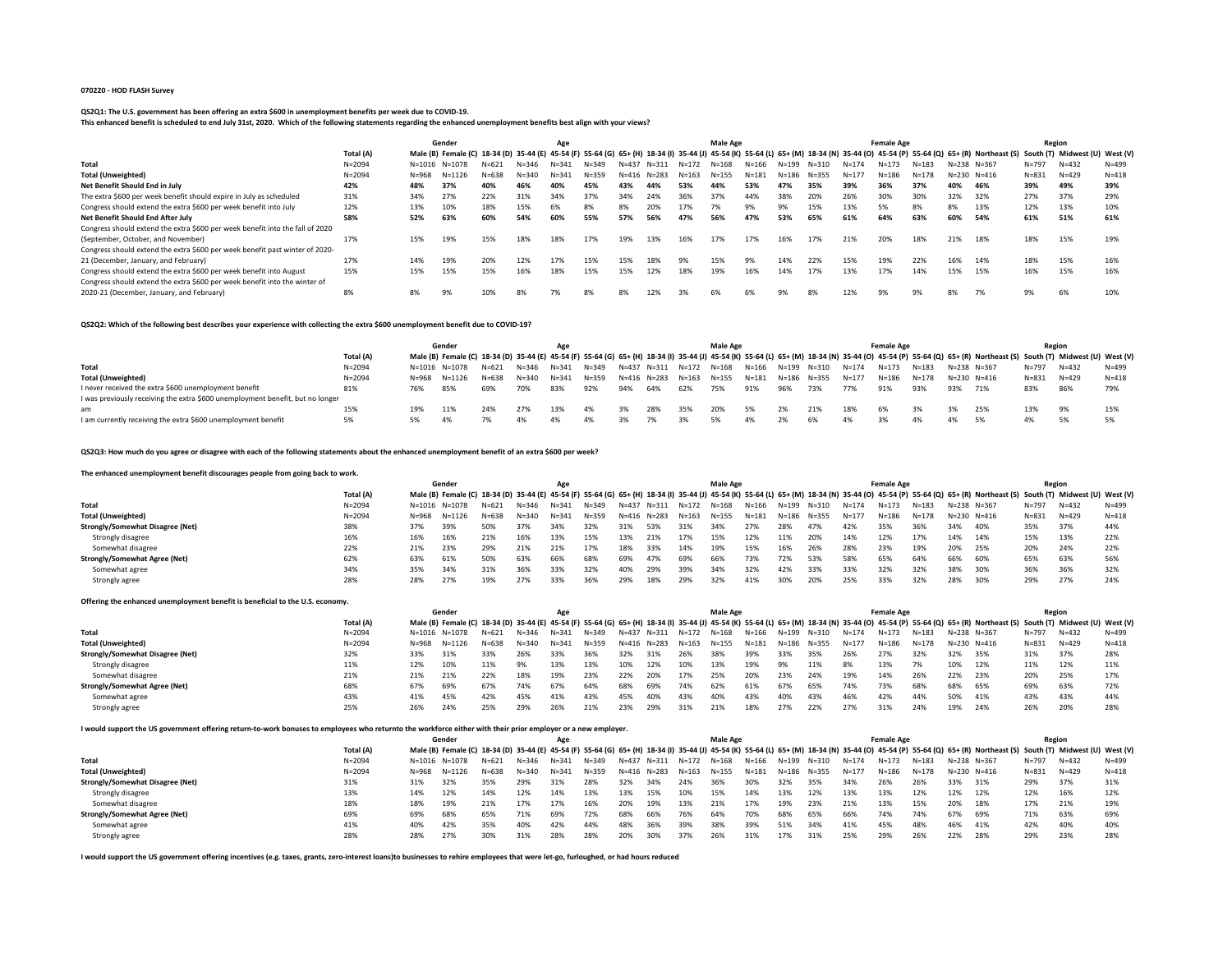**070220 - HOD FLASH Survey**

**QS2Q1: The U.S. government has been offering an extra $600 in unemployment benefits per week due to COVID-19.**
**This enhanced benefit is scheduled to end July 31st, 2020. Which of the following statements regarding the enhanced unemployment benefits best align with your views?**

| | | Gender | | Age | | | | | Male Age | | | | Female Age | | | | Region | | | |
|---|---|---|---|---|---|---|---|---|---|---|---|---|---|---|---|---|---|---|---|---|
| | Total (A) | Male (B) | Female (C) | 18-34 (D) | 35-44 (E) | 45-54 (F) | 55-64 (G) | 65+ (H) | 18-34 (I) | 35-44 (J) | 45-54 (K) | 55-64 (L) | 65+ (M) | 18-34 (N) | 35-44 (O) | 45-54 (P) | 55-64 (Q) | 65+ (R) | Northeast (S) | South (T) | Midwest (U) | West (V) |
| **Total** | N=2094 | N=1016 | N=1078 | N=621 | N=346 | N=341 | N=349 | N=437 | N=311 | N=172 | N=168 | N=166 | N=199 | N=310 | N=174 | N=173 | N=183 | N=238 | N=367 | N=797 | N=432 | N=499 |
| **Total (Unweighted)** | N=2094 | N=968 | N=1126 | N=638 | N=340 | N=341 | N=359 | N=416 | N=283 | N=163 | N=155 | N=181 | N=186 | N=355 | N=177 | N=186 | N=178 | N=230 | N=416 | N=831 | N=429 | N=418 |
| **Net Benefit Should End in July** | **42%** | **48%** | **37%** | **40%** | **46%** | **40%** | **45%** | **43%** | **44%** | **53%** | **44%** | **53%** | **47%** | **35%** | **39%** | **36%** | **37%** | **40%** | **46%** | **39%** | **49%** | **39%** |
| The extra $600 per week benefit should expire in July as scheduled | 31% | 34% | 27% | 22% | 31% | 34% | 37% | 34% | 24% | 36% | 37% | 44% | 38% | 20% | 26% | 30% | 30% | 32% | 32% | 27% | 37% | 29% |
| Congress should extend the extra $600 per week benefit into July | 12% | 13% | 10% | 18% | 15% | 6% | 8% | 8% | 20% | 17% | 7% | 9% | 9% | 15% | 13% | 5% | 8% | 8% | 13% | 12% | 13% | 10% |
| **Net Benefit Should End After July** | **58%** | **52%** | **63%** | **60%** | **54%** | **60%** | **55%** | **57%** | **56%** | **47%** | **56%** | **47%** | **53%** | **65%** | **61%** | **64%** | **63%** | **60%** | **54%** | **61%** | **51%** | **61%** |
| Congress should extend the extra $600 per week benefit into the fall of 2020 (September, October, and November) | 17% | 15% | 19% | 15% | 18% | 18% | 17% | 19% | 13% | 16% | 17% | 17% | 16% | 17% | 21% | 20% | 18% | 21% | 18% | 18% | 15% | 19% |
| Congress should extend the extra $600 per week benefit past winter of 2020-21 (December, January, and February) | 17% | 14% | 19% | 20% | 12% | 17% | 15% | 15% | 18% | 9% | 15% | 9% | 14% | 22% | 15% | 19% | 22% | 16% | 14% | 18% | 15% | 16% |
| Congress should extend the extra $600 per week benefit into August | 15% | 15% | 15% | 15% | 16% | 18% | 15% | 15% | 12% | 18% | 19% | 16% | 14% | 17% | 13% | 17% | 14% | 15% | 15% | 16% | 15% | 16% |
| Congress should extend the extra $600 per week benefit into the winter of 2020-21 (December, January, and February) | 8% | 8% | 9% | 10% | 8% | 7% | 8% | 8% | 12% | 3% | 6% | 6% | 9% | 8% | 12% | 9% | 9% | 8% | 7% | 9% | 6% | 10% |

**QS2Q2: Which of the following best describes your experience with collecting the extra $600 unemployment benefit due to COVID-19?**

| | | Gender | | Age | | | | | Male Age | | | | Female Age | | | | Region | | | |
|---|---|---|---|---|---|---|---|---|---|---|---|---|---|---|---|---|---|---|---|---|
| | Total (A) | Male (B) | Female (C) | 18-34 (D) | 35-44 (E) | 45-54 (F) | 55-64 (G) | 65+ (H) | 18-34 (I) | 35-44 (J) | 45-54 (K) | 55-64 (L) | 65+ (M) | 18-34 (N) | 35-44 (O) | 45-54 (P) | 55-64 (Q) | 65+ (R) | Northeast (S) | South (T) | Midwest (U) | West (V) |
| **Total** | N=2094 | N=1016 | N=1078 | N=621 | N=346 | N=341 | N=349 | N=437 | N=311 | N=172 | N=168 | N=166 | N=199 | N=310 | N=174 | N=173 | N=183 | N=238 | N=367 | N=797 | N=432 | N=499 |
| **Total (Unweighted)** | N=2094 | N=968 | N=1126 | N=638 | N=340 | N=341 | N=359 | N=416 | N=283 | N=163 | N=155 | N=181 | N=186 | N=355 | N=177 | N=186 | N=178 | N=230 | N=416 | N=831 | N=429 | N=418 |
| I never received the extra $600 unemployment benefit | 81% | 76% | 85% | 69% | 70% | 83% | 92% | 94% | 64% | 62% | 75% | 91% | 96% | 73% | 77% | 91% | 93% | 93% | 71% | 83% | 86% | 79% |
| I was previously receiving the extra $600 unemployment benefit, but no longer am | 15% | 19% | 11% | 24% | 27% | 13% | 4% | 3% | 28% | 35% | 20% | 5% | 2% | 21% | 18% | 6% | 3% | 3% | 25% | 13% | 9% | 15% |
| I am currently receiving the extra $600 unemployment benefit | 5% | 5% | 4% | 7% | 4% | 4% | 4% | 3% | 7% | 3% | 5% | 4% | 2% | 6% | 4% | 3% | 4% | 4% | 5% | 4% | 5% | 5% |

**QS2Q3: How much do you agree or disagree with each of the following statements about the enhanced unemployment benefit of an extra $600 per week?**

**The enhanced unemployment benefit discourages people from going back to work.**

| | | Gender | | Age | | | | | Male Age | | | | Female Age | | | | Region | | | |
|---|---|---|---|---|---|---|---|---|---|---|---|---|---|---|---|---|---|---|---|---|
| | Total (A) | Male (B) | Female (C) | 18-34 (D) | 35-44 (E) | 45-54 (F) | 55-64 (G) | 65+ (H) | 18-34 (I) | 35-44 (J) | 45-54 (K) | 55-64 (L) | 65+ (M) | 18-34 (N) | 35-44 (O) | 45-54 (P) | 55-64 (Q) | 65+ (R) | Northeast (S) | South (T) | Midwest (U) | West (V) |
| **Total** | N=2094 | N=1016 | N=1078 | N=621 | N=346 | N=341 | N=349 | N=437 | N=311 | N=172 | N=168 | N=166 | N=199 | N=310 | N=174 | N=173 | N=183 | N=238 | N=367 | N=797 | N=432 | N=499 |
| **Total (Unweighted)** | N=2094 | N=968 | N=1126 | N=638 | N=340 | N=341 | N=359 | N=416 | N=283 | N=163 | N=155 | N=181 | N=186 | N=355 | N=177 | N=186 | N=178 | N=230 | N=416 | N=831 | N=429 | N=418 |
| **Strongly/Somewhat Disagree (Net)** | 38% | 37% | 39% | 50% | 37% | 34% | 32% | 31% | 53% | 31% | 34% | 27% | 28% | 47% | 42% | 35% | 36% | 34% | 40% | 35% | 37% | 44% |
| Strongly disagree | 16% | 16% | 16% | 21% | 16% | 13% | 15% | 13% | 21% | 17% | 15% | 12% | 11% | 20% | 14% | 12% | 17% | 14% | 14% | 15% | 13% | 22% |
| Somewhat disagree | 22% | 21% | 23% | 29% | 21% | 21% | 17% | 18% | 33% | 14% | 19% | 15% | 16% | 26% | 28% | 23% | 19% | 20% | 25% | 20% | 24% | 22% |
| **Strongly/Somewhat Agree (Net)** | 62% | 63% | 61% | 50% | 63% | 66% | 68% | 69% | 47% | 69% | 66% | 73% | 72% | 53% | 58% | 65% | 64% | 66% | 60% | 65% | 63% | 56% |
| Somewhat agree | 34% | 35% | 34% | 31% | 36% | 33% | 32% | 40% | 29% | 39% | 34% | 32% | 42% | 33% | 33% | 32% | 32% | 38% | 30% | 36% | 36% | 32% |
| Strongly agree | 28% | 28% | 27% | 19% | 27% | 33% | 36% | 29% | 18% | 29% | 32% | 41% | 30% | 20% | 25% | 33% | 32% | 28% | 30% | 29% | 27% | 24% |

**Offering the enhanced unemployment benefit is beneficial to the U.S. economy.**

| | | Gender | | Age | | | | | Male Age | | | | Female Age | | | | Region | | | |
|---|---|---|---|---|---|---|---|---|---|---|---|---|---|---|---|---|---|---|---|---|
| | Total (A) | Male (B) | Female (C) | 18-34 (D) | 35-44 (E) | 45-54 (F) | 55-64 (G) | 65+ (H) | 18-34 (I) | 35-44 (J) | 45-54 (K) | 55-64 (L) | 65+ (M) | 18-34 (N) | 35-44 (O) | 45-54 (P) | 55-64 (Q) | 65+ (R) | Northeast (S) | South (T) | Midwest (U) | West (V) |
| **Total** | N=2094 | N=1016 | N=1078 | N=621 | N=346 | N=341 | N=349 | N=437 | N=311 | N=172 | N=168 | N=166 | N=199 | N=310 | N=174 | N=173 | N=183 | N=238 | N=367 | N=797 | N=432 | N=499 |
| **Total (Unweighted)** | N=2094 | N=968 | N=1126 | N=638 | N=340 | N=341 | N=359 | N=416 | N=283 | N=163 | N=155 | N=181 | N=186 | N=355 | N=177 | N=186 | N=178 | N=230 | N=416 | N=831 | N=429 | N=418 |
| **Strongly/Somewhat Disagree (Net)** | 32% | 33% | 31% | 33% | 26% | 33% | 36% | 32% | 31% | 26% | 38% | 39% | 33% | 35% | 26% | 27% | 32% | 32% | 35% | 31% | 37% | 28% |
| Strongly disagree | 11% | 12% | 10% | 11% | 9% | 13% | 13% | 10% | 12% | 10% | 13% | 19% | 9% | 11% | 8% | 13% | 7% | 10% | 12% | 11% | 12% | 11% |
| Somewhat disagree | 21% | 21% | 21% | 22% | 18% | 19% | 23% | 22% | 20% | 17% | 25% | 20% | 23% | 24% | 19% | 14% | 26% | 22% | 23% | 20% | 25% | 17% |
| **Strongly/Somewhat Agree (Net)** | 68% | 67% | 69% | 67% | 74% | 67% | 64% | 68% | 69% | 74% | 62% | 61% | 67% | 65% | 74% | 73% | 68% | 68% | 65% | 69% | 63% | 72% |
| Somewhat agree | 43% | 41% | 45% | 42% | 45% | 41% | 43% | 45% | 40% | 43% | 40% | 43% | 40% | 43% | 46% | 42% | 44% | 50% | 41% | 43% | 43% | 44% |
| Strongly agree | 25% | 26% | 24% | 25% | 29% | 26% | 21% | 23% | 29% | 31% | 21% | 18% | 27% | 22% | 27% | 31% | 24% | 19% | 24% | 26% | 20% | 28% |

**I would support the US government offering return-to-work bonuses to employees who returnto the workforce either with their prior employer or a new employer.**

| | | Gender | | Age | | | | | Male Age | | | | Female Age | | | | Region | | | |
|---|---|---|---|---|---|---|---|---|---|---|---|---|---|---|---|---|---|---|---|---|
| | Total (A) | Male (B) | Female (C) | 18-34 (D) | 35-44 (E) | 45-54 (F) | 55-64 (G) | 65+ (H) | 18-34 (I) | 35-44 (J) | 45-54 (K) | 55-64 (L) | 65+ (M) | 18-34 (N) | 35-44 (O) | 45-54 (P) | 55-64 (Q) | 65+ (R) | Northeast (S) | South (T) | Midwest (U) | West (V) |
| **Total** | N=2094 | N=1016 | N=1078 | N=621 | N=346 | N=341 | N=349 | N=437 | N=311 | N=172 | N=168 | N=166 | N=199 | N=310 | N=174 | N=173 | N=183 | N=238 | N=367 | N=797 | N=432 | N=499 |
| **Total (Unweighted)** | N=2094 | N=968 | N=1126 | N=638 | N=340 | N=341 | N=359 | N=416 | N=283 | N=163 | N=155 | N=181 | N=186 | N=355 | N=177 | N=186 | N=178 | N=230 | N=416 | N=831 | N=429 | N=418 |
| **Strongly/Somewhat Disagree (Net)** | 31% | 31% | 32% | 35% | 29% | 31% | 28% | 32% | 34% | 24% | 36% | 30% | 32% | 35% | 34% | 26% | 26% | 33% | 31% | 29% | 37% | 31% |
| Strongly disagree | 13% | 14% | 12% | 14% | 12% | 14% | 13% | 13% | 15% | 10% | 15% | 14% | 13% | 12% | 13% | 13% | 12% | 12% | 12% | 12% | 16% | 12% |
| Somewhat disagree | 18% | 18% | 19% | 21% | 17% | 17% | 16% | 20% | 19% | 13% | 21% | 17% | 19% | 23% | 21% | 13% | 15% | 20% | 18% | 17% | 21% | 19% |
| **Strongly/Somewhat Agree (Net)** | 69% | 69% | 68% | 65% | 71% | 69% | 72% | 68% | 66% | 76% | 64% | 70% | 68% | 65% | 66% | 74% | 74% | 67% | 69% | 71% | 63% | 69% |
| Somewhat agree | 41% | 40% | 42% | 35% | 40% | 42% | 44% | 48% | 36% | 39% | 38% | 39% | 51% | 34% | 41% | 45% | 48% | 46% | 41% | 42% | 40% | 40% |
| Strongly agree | 28% | 28% | 27% | 30% | 31% | 28% | 28% | 20% | 30% | 37% | 26% | 31% | 17% | 31% | 25% | 29% | 26% | 22% | 28% | 29% | 23% | 28% |

**I would support the US government offering incentives (e.g. taxes, grants, zero-interest loans)to businesses to rehire employees that were let-go, furloughed, or had hours reduced**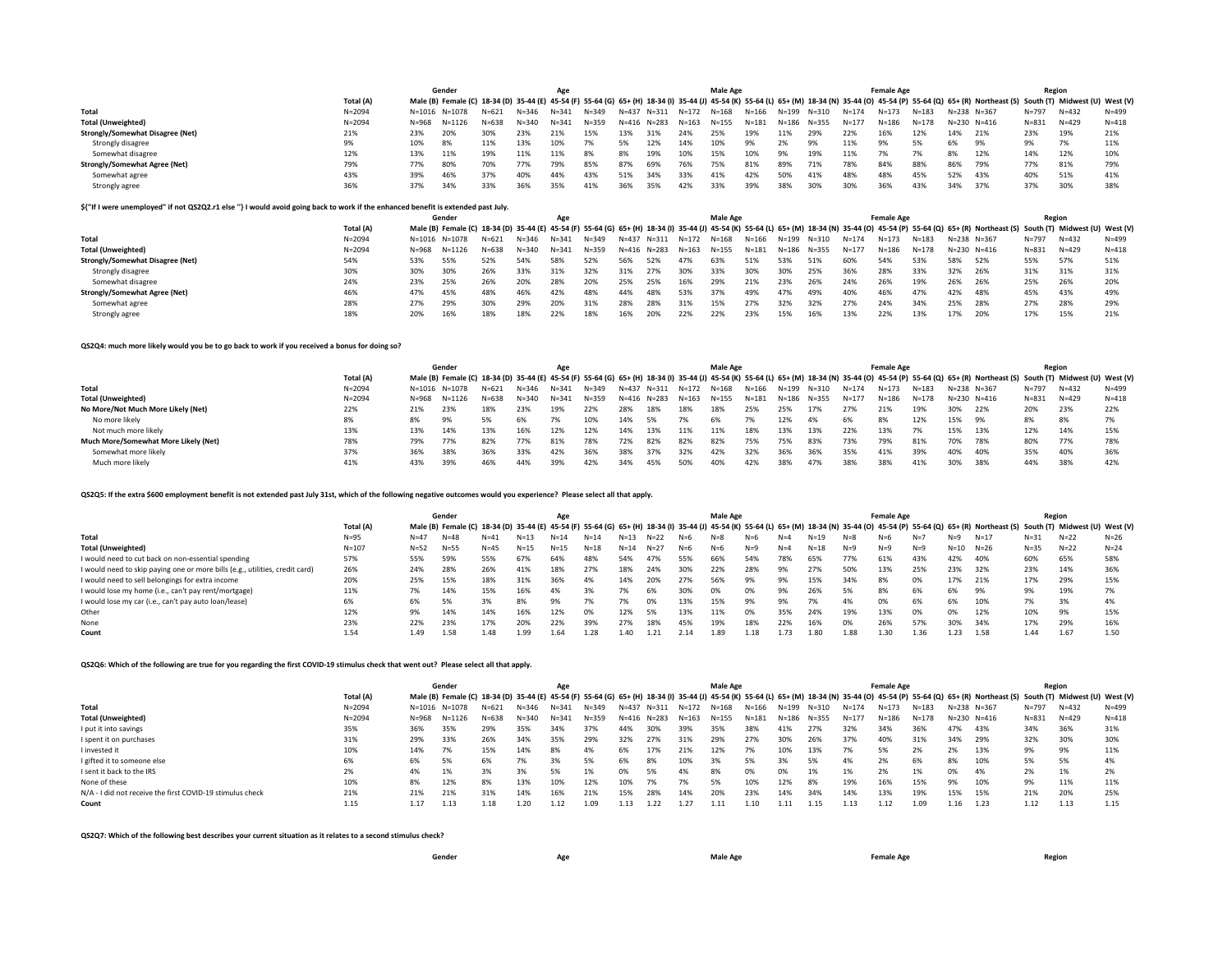| | Total (A) | Gender | | Age | | | | | Male Age | | | | | Female Age | | | | | Region | | | |
|---|---|---|---|---|---|---|---|---|---|---|---|---|---|---|---|---|---|---|---|---|---|---|
| | | Male (B) | Female (C) | 18-34 (D) | 35-44 (E) | 45-54 (F) | 55-64 (G) | 65+ (H) | 18-34 (I) | 35-44 (J) | 45-54 (K) | 55-64 (L) | 65+ (M) | 18-34 (N) | 35-44 (O) | 45-54 (P) | 55-64 (Q) | 65+ (R) | Northeast (S) | South (T) | Midwest (U) | West (V) |
| Total | N=2094 | N=1016 | N=1078 | N=621 | N=346 | N=341 | N=349 | N=437 | N=311 | N=172 | N=168 | N=166 | N=199 | N=310 | N=174 | N=173 | N=183 | N=238 | N=367 | N=797 | N=432 | N=499 |
| Total (Unweighted) | N=2094 | N=968 | N=1126 | N=638 | N=340 | N=341 | N=359 | N=416 | N=283 | N=163 | N=155 | N=181 | N=186 | N=355 | N=177 | N=186 | N=178 | N=230 | N=416 | N=831 | N=429 | N=418 |
| Strongly/Somewhat Disagree (Net) | 21% | 23% | 20% | 30% | 23% | 21% | 15% | 13% | 31% | 24% | 25% | 19% | 11% | 29% | 22% | 16% | 12% | 14% | 21% | 23% | 19% | 21% |
| Strongly disagree | 9% | 10% | 8% | 11% | 13% | 10% | 7% | 5% | 12% | 14% | 10% | 9% | 2% | 9% | 11% | 9% | 5% | 6% | 9% | 9% | 7% | 11% |
| Somewhat disagree | 12% | 13% | 11% | 19% | 11% | 11% | 8% | 8% | 19% | 10% | 15% | 10% | 9% | 19% | 11% | 7% | 7% | 8% | 12% | 14% | 12% | 10% |
| Strongly/Somewhat Agree (Net) | 79% | 77% | 80% | 70% | 77% | 79% | 85% | 87% | 69% | 76% | 75% | 81% | 89% | 71% | 78% | 84% | 88% | 86% | 79% | 77% | 81% | 79% |
| Somewhat agree | 43% | 39% | 46% | 37% | 40% | 44% | 43% | 51% | 34% | 33% | 41% | 42% | 50% | 41% | 48% | 48% | 45% | 52% | 43% | 40% | 51% | 41% |
| Strongly agree | 36% | 37% | 34% | 33% | 36% | 35% | 41% | 36% | 35% | 42% | 33% | 39% | 38% | 30% | 30% | 36% | 43% | 34% | 37% | 37% | 30% | 38% |

**${"If I were unemployed" if not QS2Q2.r1 else ''} I would avoid going back to work if the enhanced benefit is extended past July.**

| | Total (A) | Gender | | Age | | | | | Male Age | | | | | Female Age | | | | | Region | | | |
|---|---|---|---|---|---|---|---|---|---|---|---|---|---|---|---|---|---|---|---|---|---|---|
| | | Male (B) | Female (C) | 18-34 (D) | 35-44 (E) | 45-54 (F) | 55-64 (G) | 65+ (H) | 18-34 (I) | 35-44 (J) | 45-54 (K) | 55-64 (L) | 65+ (M) | 18-34 (N) | 35-44 (O) | 45-54 (P) | 55-64 (Q) | 65+ (R) | Northeast (S) | South (T) | Midwest (U) | West (V) |
| Total | N=2094 | N=1016 | N=1078 | N=621 | N=346 | N=341 | N=349 | N=437 | N=311 | N=172 | N=168 | N=166 | N=199 | N=310 | N=174 | N=173 | N=183 | N=238 | N=367 | N=797 | N=432 | N=499 |
| Total (Unweighted) | N=2094 | N=968 | N=1126 | N=638 | N=340 | N=341 | N=359 | N=416 | N=283 | N=163 | N=155 | N=181 | N=186 | N=355 | N=177 | N=186 | N=178 | N=230 | N=416 | N=831 | N=429 | N=418 |
| Strongly/Somewhat Disagree (Net) | 54% | 53% | 55% | 52% | 54% | 58% | 52% | 56% | 52% | 47% | 63% | 51% | 53% | 51% | 60% | 54% | 53% | 58% | 52% | 55% | 57% | 51% |
| Strongly disagree | 30% | 30% | 30% | 26% | 33% | 31% | 32% | 31% | 27% | 30% | 33% | 30% | 30% | 25% | 36% | 28% | 33% | 32% | 26% | 31% | 31% | 31% |
| Somewhat disagree | 24% | 23% | 25% | 26% | 20% | 28% | 20% | 25% | 25% | 16% | 29% | 21% | 23% | 26% | 24% | 26% | 19% | 26% | 26% | 25% | 26% | 20% |
| Strongly/Somewhat Agree (Net) | 46% | 47% | 45% | 48% | 46% | 42% | 48% | 44% | 48% | 53% | 37% | 49% | 47% | 49% | 40% | 46% | 47% | 42% | 48% | 45% | 43% | 49% |
| Somewhat agree | 28% | 27% | 29% | 30% | 29% | 20% | 31% | 28% | 28% | 31% | 15% | 27% | 32% | 32% | 27% | 24% | 34% | 25% | 28% | 27% | 28% | 29% |
| Strongly agree | 18% | 20% | 16% | 18% | 18% | 22% | 18% | 16% | 20% | 22% | 22% | 23% | 15% | 16% | 13% | 22% | 13% | 17% | 20% | 17% | 15% | 21% |

**QS2Q4: much more likely would you be to go back to work if you received a bonus for doing so?**

| | Total (A) | Gender | | Age | | | | | Male Age | | | | | Female Age | | | | | Region | | | |
|---|---|---|---|---|---|---|---|---|---|---|---|---|---|---|---|---|---|---|---|---|---|---|
| | | Male (B) | Female (C) | 18-34 (D) | 35-44 (E) | 45-54 (F) | 55-64 (G) | 65+ (H) | 18-34 (I) | 35-44 (J) | 45-54 (K) | 55-64 (L) | 65+ (M) | 18-34 (N) | 35-44 (O) | 45-54 (P) | 55-64 (Q) | 65+ (R) | Northeast (S) | South (T) | Midwest (U) | West (V) |
| Total | N=2094 | N=1016 | N=1078 | N=621 | N=346 | N=341 | N=349 | N=437 | N=311 | N=172 | N=168 | N=166 | N=199 | N=310 | N=174 | N=173 | N=183 | N=238 | N=367 | N=797 | N=432 | N=499 |
| Total (Unweighted) | N=2094 | N=968 | N=1126 | N=638 | N=340 | N=341 | N=359 | N=416 | N=283 | N=163 | N=155 | N=181 | N=186 | N=355 | N=177 | N=186 | N=178 | N=230 | N=416 | N=831 | N=429 | N=418 |
| No More/Not Much More Likely (Net) | 22% | 21% | 23% | 18% | 23% | 19% | 22% | 28% | 18% | 18% | 18% | 25% | 25% | 17% | 27% | 21% | 19% | 30% | 22% | 20% | 23% | 22% |
| No more likely | 8% | 8% | 9% | 5% | 6% | 7% | 10% | 14% | 5% | 7% | 6% | 7% | 12% | 4% | 6% | 8% | 12% | 15% | 9% | 8% | 8% | 7% |
| Not much more likely | 13% | 13% | 14% | 13% | 16% | 12% | 12% | 14% | 13% | 11% | 11% | 18% | 13% | 13% | 22% | 13% | 7% | 15% | 13% | 12% | 14% | 15% |
| Much More/Somewhat More Likely (Net) | 78% | 79% | 77% | 82% | 77% | 81% | 78% | 72% | 82% | 82% | 82% | 75% | 75% | 83% | 73% | 79% | 81% | 70% | 78% | 80% | 77% | 78% |
| Somewhat more likely | 37% | 36% | 38% | 36% | 33% | 42% | 36% | 38% | 37% | 32% | 42% | 32% | 36% | 36% | 35% | 41% | 39% | 40% | 40% | 35% | 40% | 36% |
| Much more likely | 41% | 43% | 39% | 46% | 44% | 39% | 42% | 34% | 45% | 50% | 40% | 42% | 38% | 47% | 38% | 38% | 41% | 30% | 38% | 44% | 38% | 42% |

**QS2Q5: If the extra $600 employment benefit is not extended past July 31st, which of the following negative outcomes would you experience? Please select all that apply.**

| | Total (A) | Gender | | Age | | | | | Male Age | | | | | Female Age | | | | | Region | | | |
|---|---|---|---|---|---|---|---|---|---|---|---|---|---|---|---|---|---|---|---|---|---|---|
| | | Male (B) | Female (C) | 18-34 (D) | 35-44 (E) | 45-54 (F) | 55-64 (G) | 65+ (H) | 18-34 (I) | 35-44 (J) | 45-54 (K) | 55-64 (L) | 65+ (M) | 18-34 (N) | 35-44 (O) | 45-54 (P) | 55-64 (Q) | 65+ (R) | Northeast (S) | South (T) | Midwest (U) | West (V) |
| Total | N=95 | N=47 | N=48 | N=41 | N=13 | N=14 | N=14 | N=13 | N=22 | N=6 | N=8 | N=6 | N=4 | N=19 | N=8 | N=6 | N=7 | N=9 | N=17 | N=31 | N=22 | N=26 |
| Total (Unweighted) | N=107 | N=52 | N=55 | N=45 | N=15 | N=15 | N=18 | N=14 | N=27 | N=6 | N=6 | N=9 | N=4 | N=18 | N=9 | N=9 | N=9 | N=10 | N=26 | N=35 | N=22 | N=24 |
| I would need to cut back on non-essential spending | 57% | 55% | 59% | 55% | 67% | 64% | 48% | 54% | 47% | 55% | 66% | 54% | 78% | 65% | 77% | 61% | 43% | 42% | 40% | 60% | 65% | 58% |
| I would need to skip paying one or more bills (e.g., utilities, credit card) | 26% | 24% | 28% | 26% | 41% | 18% | 27% | 18% | 24% | 30% | 22% | 28% | 9% | 27% | 50% | 13% | 25% | 23% | 32% | 23% | 14% | 36% |
| I would need to sell belongings for extra income | 20% | 25% | 15% | 18% | 31% | 36% | 4% | 14% | 20% | 27% | 56% | 9% | 9% | 15% | 34% | 8% | 0% | 17% | 21% | 17% | 29% | 15% |
| I would lose my home (i.e., can't pay rent/mortgage) | 11% | 7% | 14% | 15% | 16% | 4% | 3% | 7% | 6% | 30% | 0% | 0% | 9% | 26% | 5% | 8% | 6% | 6% | 9% | 9% | 19% | 7% |
| I would lose my car (i.e., can't pay auto loan/lease) | 6% | 6% | 5% | 3% | 8% | 9% | 7% | 7% | 0% | 13% | 15% | 9% | 9% | 7% | 4% | 0% | 6% | 6% | 10% | 7% | 3% | 4% |
| Other | 12% | 9% | 14% | 14% | 16% | 12% | 0% | 12% | 5% | 13% | 11% | 0% | 35% | 24% | 19% | 13% | 0% | 0% | 12% | 10% | 9% | 15% |
| None | 23% | 22% | 23% | 17% | 20% | 22% | 39% | 27% | 18% | 45% | 19% | 18% | 22% | 16% | 0% | 26% | 57% | 30% | 34% | 17% | 29% | 16% |
| Count | 1.54 | 1.49 | 1.58 | 1.48 | 1.99 | 1.64 | 1.28 | 1.40 | 1.21 | 2.14 | 1.89 | 1.18 | 1.73 | 1.80 | 1.88 | 1.30 | 1.36 | 1.23 | 1.58 | 1.44 | 1.67 | 1.50 |

**QS2Q6: Which of the following are true for you regarding the first COVID-19 stimulus check that went out? Please select all that apply.**

| | Total (A) | Gender | | Age | | | | | Male Age | | | | | Female Age | | | | | Region | | | |
|---|---|---|---|---|---|---|---|---|---|---|---|---|---|---|---|---|---|---|---|---|---|---|
| | | Male (B) | Female (C) | 18-34 (D) | 35-44 (E) | 45-54 (F) | 55-64 (G) | 65+ (H) | 18-34 (I) | 35-44 (J) | 45-54 (K) | 55-64 (L) | 65+ (M) | 18-34 (N) | 35-44 (O) | 45-54 (P) | 55-64 (Q) | 65+ (R) | Northeast (S) | South (T) | Midwest (U) | West (V) |
| Total | N=2094 | N=1016 | N=1078 | N=621 | N=346 | N=341 | N=349 | N=437 | N=311 | N=172 | N=168 | N=166 | N=199 | N=310 | N=174 | N=173 | N=183 | N=238 | N=367 | N=797 | N=432 | N=499 |
| Total (Unweighted) | N=2094 | N=968 | N=1126 | N=638 | N=340 | N=341 | N=359 | N=416 | N=283 | N=163 | N=155 | N=181 | N=186 | N=355 | N=177 | N=186 | N=178 | N=230 | N=416 | N=831 | N=429 | N=418 |
| I put it into savings | 35% | 36% | 35% | 29% | 35% | 34% | 37% | 44% | 30% | 39% | 35% | 38% | 41% | 27% | 32% | 34% | 36% | 47% | 43% | 34% | 36% | 31% |
| I spent it on purchases | 31% | 29% | 33% | 26% | 34% | 35% | 29% | 32% | 27% | 31% | 29% | 27% | 30% | 26% | 37% | 40% | 31% | 34% | 29% | 32% | 30% | 30% |
| I invested it | 10% | 14% | 7% | 15% | 14% | 8% | 4% | 6% | 17% | 21% | 12% | 7% | 10% | 13% | 7% | 5% | 2% | 2% | 13% | 9% | 9% | 11% |
| I gifted it to someone else | 6% | 6% | 5% | 6% | 7% | 3% | 5% | 6% | 8% | 10% | 3% | 5% | 3% | 5% | 4% | 2% | 6% | 8% | 10% | 5% | 5% | 4% |
| I sent it back to the IRS | 2% | 4% | 1% | 3% | 3% | 5% | 1% | 0% | 5% | 4% | 8% | 0% | 0% | 1% | 1% | 2% | 1% | 0% | 4% | 2% | 1% | 2% |
| None of these | 10% | 8% | 12% | 8% | 13% | 10% | 12% | 10% | 7% | 7% | 5% | 10% | 12% | 8% | 19% | 16% | 15% | 9% | 10% | 9% | 11% | 11% |
| N/A - I did not receive the first COVID-19 stimulus check | 21% | 21% | 21% | 31% | 14% | 16% | 21% | 15% | 28% | 14% | 20% | 23% | 14% | 34% | 14% | 13% | 19% | 15% | 15% | 21% | 20% | 25% |
| Count | 1.15 | 1.17 | 1.13 | 1.18 | 1.20 | 1.12 | 1.09 | 1.13 | 1.22 | 1.27 | 1.11 | 1.10 | 1.11 | 1.15 | 1.13 | 1.12 | 1.09 | 1.16 | 1.23 | 1.12 | 1.13 | 1.15 |

**QS2Q7: Which of the following best describes your current situation as it relates to a second stimulus check?**

| | Gender | Age | Male Age | Female Age | Region |
|---|---|---|---|---|---|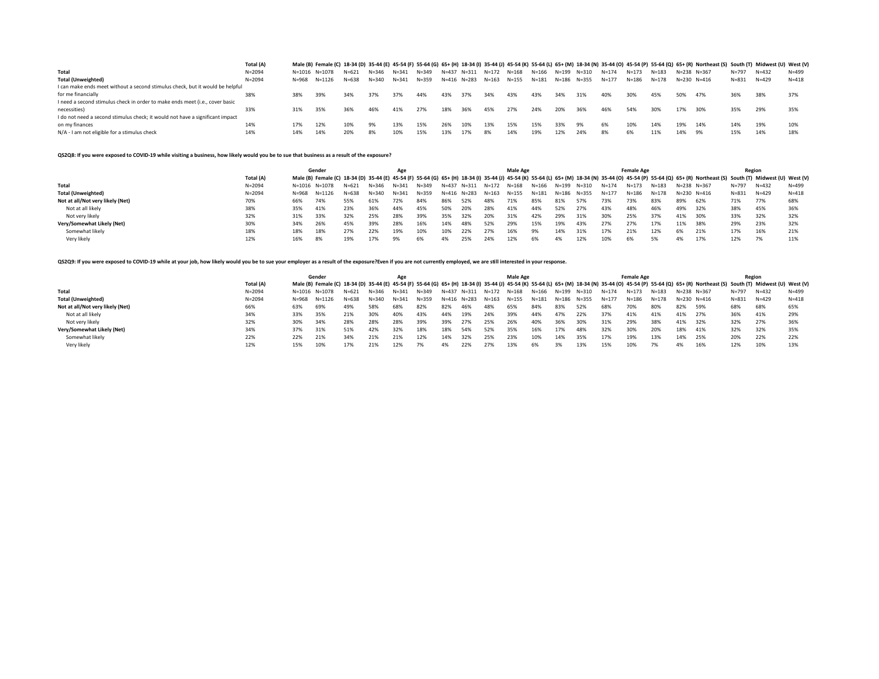| | Total (A) | Male (B) | Female (C) | 18-34 (D) | 35-44 (E) | 45-54 (F) | 55-64 (G) | 65+ (H) | 18-34 (I) | 35-44 (J) | 45-54 (K) | 55-64 (L) | 65+ (M) | 18-34 (N) | 35-44 (O) | 45-54 (P) | 55-64 (Q) | 65+ (R) | Northeast (S) | South (T) | Midwest (U) | West (V) |
|---|---|---|---|---|---|---|---|---|---|---|---|---|---|---|---|---|---|---|---|---|---|---|
| Total | N=2094 | N=1016 | N=1078 | N=621 | N=346 | N=341 | N=349 | N=437 | N=311 | N=172 | N=168 | N=166 | N=199 | N=310 | N=174 | N=173 | N=183 | N=238 | N=367 | N=797 | N=432 | N=499 |
| Total (Unweighted) | N=2094 | N=968 | N=1126 | N=638 | N=340 | N=341 | N=359 | N=416 | N=283 | N=163 | N=155 | N=181 | N=186 | N=355 | N=177 | N=186 | N=178 | N=230 | N=416 | N=831 | N=429 | N=418 |
| I can make ends meet without a second stimulus check, but it would be helpful for me financially | 38% | 38% | 39% | 34% | 37% | 37% | 44% | 43% | 37% | 34% | 43% | 43% | 34% | 31% | 40% | 30% | 45% | 50% | 47% | 36% | 38% | 37% |
| I need a second stimulus check in order to make ends meet (i.e., cover basic necessities) | 33% | 31% | 35% | 36% | 46% | 41% | 27% | 18% | 36% | 45% | 27% | 24% | 20% | 36% | 46% | 54% | 30% | 17% | 30% | 35% | 29% | 35% |
| I do not need a second stimulus check; it would not have a significant impact on my finances | 14% | 17% | 12% | 10% | 9% | 13% | 15% | 26% | 10% | 13% | 15% | 15% | 33% | 9% | 6% | 10% | 14% | 19% | 14% | 14% | 19% | 10% |
| N/A - I am not eligible for a stimulus check | 14% | 14% | 14% | 20% | 8% | 10% | 15% | 13% | 17% | 8% | 14% | 19% | 12% | 24% | 8% | 6% | 11% | 14% | 9% | 15% | 14% | 18% |

**QS2Q8: If you were exposed to COVID-19 while visiting a business, how likely would you be to sue that business as a result of the exposure?**

| | | Gender | | Age | | | | | Male Age | | | | | Female Age | | | | | Region | | | |
|---|---|---|---|---|---|---|---|---|---|---|---|---|---|---|---|---|---|---|---|---|---|---|
| | Total (A) | Male (B) | Female (C) | 18-34 (D) | 35-44 (E) | 45-54 (F) | 55-64 (G) | 65+ (H) | 18-34 (I) | 35-44 (J) | 45-54 (K) | 55-64 (L) | 65+ (M) | 18-34 (N) | 35-44 (O) | 45-54 (P) | 55-64 (Q) | 65+ (R) | Northeast (S) | South (T) | Midwest (U) | West (V) |
| Total | N=2094 | N=1016 | N=1078 | N=621 | N=346 | N=341 | N=349 | N=437 | N=311 | N=172 | N=168 | N=166 | N=199 | N=310 | N=174 | N=173 | N=183 | N=238 | N=367 | N=797 | N=432 | N=499 |
| Total (Unweighted) | N=2094 | N=968 | N=1126 | N=638 | N=340 | N=341 | N=359 | N=416 | N=283 | N=163 | N=155 | N=181 | N=186 | N=355 | N=177 | N=186 | N=178 | N=230 | N=416 | N=831 | N=429 | N=418 |
| Not at all/Not very likely (Net) | 70% | 66% | 74% | 55% | 61% | 72% | 84% | 86% | 52% | 48% | 71% | 85% | 81% | 57% | 73% | 73% | 83% | 89% | 62% | 71% | 77% | 68% |
| Not at all likely | 38% | 35% | 41% | 23% | 36% | 44% | 45% | 50% | 20% | 28% | 41% | 44% | 52% | 27% | 43% | 48% | 46% | 49% | 32% | 38% | 45% | 36% |
| Not very likely | 32% | 31% | 33% | 32% | 25% | 28% | 39% | 35% | 32% | 20% | 31% | 42% | 29% | 31% | 30% | 25% | 37% | 41% | 30% | 33% | 32% | 32% |
| Very/Somewhat Likely (Net) | 30% | 34% | 26% | 45% | 39% | 28% | 16% | 14% | 48% | 52% | 29% | 15% | 19% | 43% | 27% | 27% | 17% | 11% | 38% | 29% | 23% | 32% |
| Somewhat likely | 18% | 18% | 18% | 27% | 22% | 19% | 10% | 10% | 22% | 27% | 16% | 9% | 14% | 31% | 17% | 21% | 12% | 6% | 21% | 17% | 16% | 21% |
| Very likely | 12% | 16% | 8% | 19% | 17% | 9% | 6% | 4% | 25% | 24% | 12% | 6% | 4% | 12% | 10% | 6% | 5% | 4% | 17% | 12% | 7% | 11% |

**QS2Q9: If you were exposed to COVID-19 while at your job, how likely would you be to sue your employer as a result of the exposure?Even if you are not currently employed, we are still interested in your response.**

| | | Gender | | Age | | | | | Male Age | | | | | Female Age | | | | | Region | | | |
|---|---|---|---|---|---|---|---|---|---|---|---|---|---|---|---|---|---|---|---|---|---|---|
| | Total (A) | Male (B) | Female (C) | 18-34 (D) | 35-44 (E) | 45-54 (F) | 55-64 (G) | 65+ (H) | 18-34 (I) | 35-44 (J) | 45-54 (K) | 55-64 (L) | 65+ (M) | 18-34 (N) | 35-44 (O) | 45-54 (P) | 55-64 (Q) | 65+ (R) | Northeast (S) | South (T) | Midwest (U) | West (V) |
| Total | N=2094 | N=1016 | N=1078 | N=621 | N=346 | N=341 | N=349 | N=437 | N=311 | N=172 | N=168 | N=166 | N=199 | N=310 | N=174 | N=173 | N=183 | N=238 | N=367 | N=797 | N=432 | N=499 |
| Total (Unweighted) | N=2094 | N=968 | N=1126 | N=638 | N=340 | N=341 | N=359 | N=416 | N=283 | N=163 | N=155 | N=181 | N=186 | N=355 | N=177 | N=186 | N=178 | N=230 | N=416 | N=831 | N=429 | N=418 |
| Not at all/Not very likely (Net) | 66% | 63% | 69% | 49% | 58% | 68% | 82% | 82% | 46% | 48% | 65% | 84% | 83% | 52% | 68% | 70% | 80% | 82% | 59% | 68% | 68% | 65% |
| Not at all likely | 34% | 33% | 35% | 21% | 30% | 40% | 43% | 44% | 19% | 24% | 39% | 44% | 47% | 22% | 37% | 41% | 41% | 41% | 27% | 36% | 41% | 29% |
| Not very likely | 32% | 30% | 34% | 28% | 28% | 28% | 39% | 39% | 27% | 25% | 26% | 40% | 36% | 30% | 31% | 29% | 38% | 41% | 32% | 32% | 27% | 36% |
| Very/Somewhat Likely (Net) | 34% | 37% | 31% | 51% | 42% | 32% | 18% | 18% | 54% | 52% | 35% | 16% | 17% | 48% | 32% | 30% | 20% | 18% | 41% | 32% | 32% | 35% |
| Somewhat likely | 22% | 22% | 21% | 34% | 21% | 21% | 12% | 14% | 32% | 25% | 23% | 10% | 14% | 35% | 17% | 19% | 13% | 14% | 25% | 20% | 22% | 22% |
| Very likely | 12% | 15% | 10% | 17% | 21% | 12% | 7% | 4% | 22% | 27% | 13% | 6% | 3% | 13% | 15% | 10% | 7% | 4% | 16% | 12% | 10% | 13% |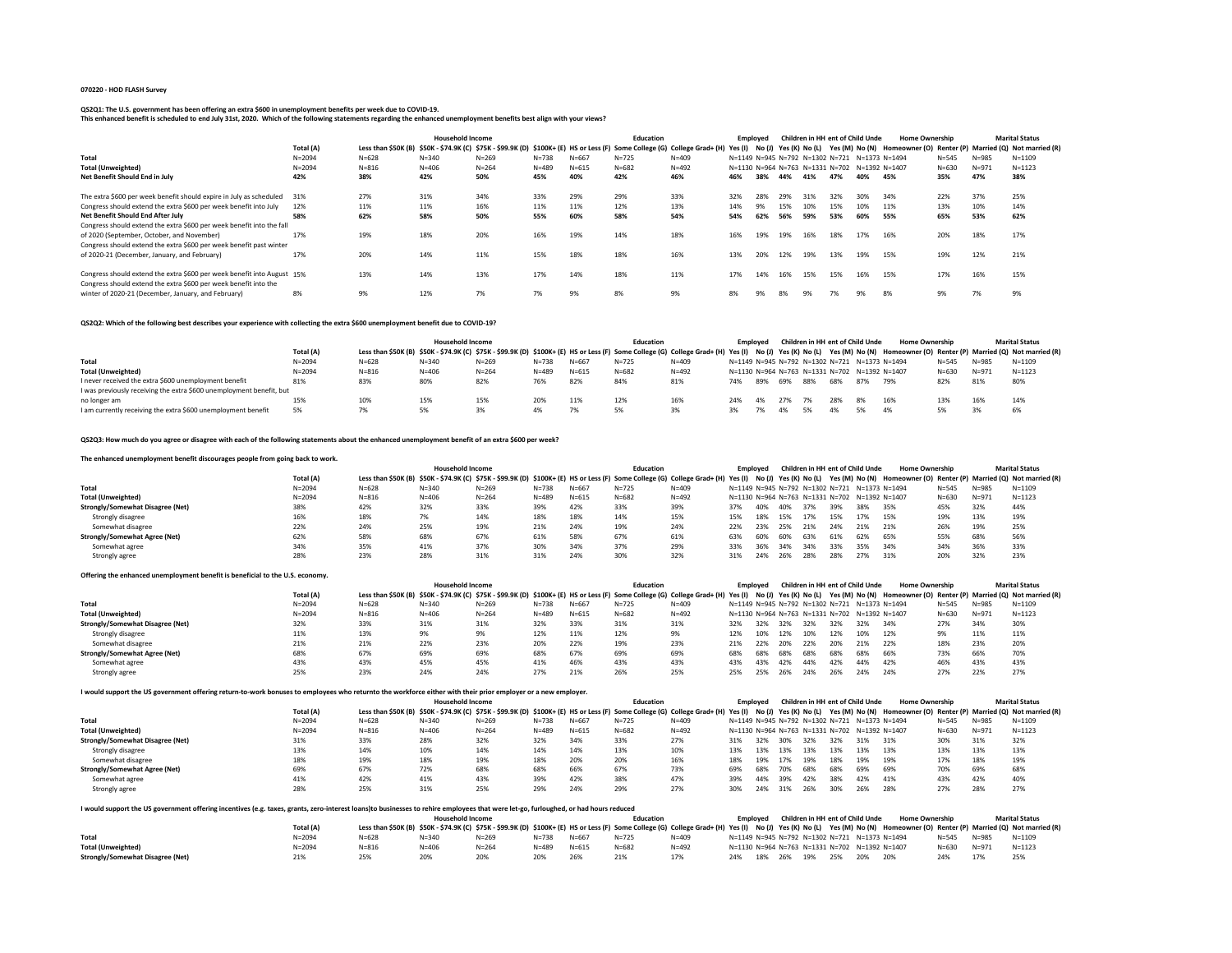**070220 - HOD FLASH Survey**

**QS2Q1: The U.S. government has been offering an extra $600 in unemployment benefits per week due to COVID-19.**
**This enhanced benefit is scheduled to end July 31st, 2020. Which of the following statements regarding the enhanced unemployment benefits best align with your views?**

| | Total (A) | Household Income | | | | Education | | | Employed | | Children in HH | | ent of Child Unde | | Home Ownership | | Marital Status | |
|---|---|---|---|---|---|---|---|---|---|---|---|---|---|---|---|---|---|---|
| | | Less than $50K (B) | $50K - $74.9K (C) | $75K - $99.9K (D) | $100K+ (E) | HS or Less (F) | Some College (G) | College Grad+ (H) | Yes (I) | No (J) | Yes (K) | No (L) | Yes (M) | No (N) | Homeowner (O) | Renter (P) | Married (Q) | Not married (R) |
| **Total** | N=2094 | N=628 | N=340 | N=269 | N=738 | N=667 | N=725 | N=409 | N=1149 | N=945 | N=792 | N=1302 | N=721 | N=1373 | N=1494 | N=545 | N=985 | N=1109 |
| **Total (Unweighted)** | N=2094 | N=816 | N=406 | N=264 | N=489 | N=615 | N=682 | N=492 | N=1130 | N=964 | N=763 | N=1331 | N=702 | N=1392 | N=1407 | N=630 | N=971 | N=1123 |
| **Net Benefit Should End in July** | **42%** | **38%** | **42%** | **50%** | **45%** | **40%** | **42%** | **46%** | **46%** | **38%** | **44%** | **41%** | **47%** | **40%** | **45%** | **35%** | **47%** | **38%** |
| The extra $600 per week benefit should expire in July as scheduled | 31% | 27% | 31% | 34% | 33% | 29% | 29% | 33% | 32% | 28% | 29% | 31% | 32% | 30% | 34% | 22% | 37% | 25% |
| Congress should extend the extra $600 per week benefit into July | 12% | 11% | 11% | 16% | 11% | 11% | 12% | 13% | 14% | 9% | 15% | 10% | 15% | 10% | 11% | 13% | 10% | 14% |
| **Net Benefit Should End After July** | **58%** | **62%** | **58%** | **50%** | **55%** | **60%** | **58%** | **54%** | **54%** | **62%** | **56%** | **59%** | **53%** | **60%** | **55%** | **65%** | **53%** | **62%** |
| Congress should extend the extra $600 per week benefit into the fall of 2020 (September, October, and November) | 17% | 19% | 18% | 20% | 16% | 19% | 14% | 18% | 16% | 19% | 19% | 16% | 18% | 17% | 16% | 20% | 18% | 17% |
| Congress should extend the extra $600 per week benefit past winter of 2020-21 (December, January, and February) | 17% | 20% | 14% | 11% | 15% | 18% | 18% | 16% | 13% | 20% | 12% | 19% | 13% | 19% | 15% | 19% | 12% | 21% |
| Congress should extend the extra $600 per week benefit into August | 15% | 13% | 14% | 13% | 17% | 14% | 18% | 11% | 17% | 14% | 16% | 15% | 15% | 16% | 15% | 17% | 16% | 15% |
| Congress should extend the extra $600 per week benefit into the winter of 2020-21 (December, January, and February) | 8% | 9% | 12% | 7% | 7% | 9% | 8% | 9% | 8% | 9% | 8% | 9% | 7% | 9% | 8% | 9% | 7% | 9% |

**QS2Q2: Which of the following best describes your experience with collecting the extra $600 unemployment benefit due to COVID-19?**

| | Total (A) | Household Income | | | | Education | | | Employed | | Children in HH | | ent of Child Unde | | Home Ownership | | Marital Status | |
|---|---|---|---|---|---|---|---|---|---|---|---|---|---|---|---|---|---|---|
| | | Less than $50K (B) | $50K - $74.9K (C) | $75K - $99.9K (D) | $100K+ (E) | HS or Less (F) | Some College (G) | College Grad+ (H) | Yes (I) | No (J) | Yes (K) | No (L) | Yes (M) | No (N) | Homeowner (O) | Renter (P) | Married (Q) | Not married (R) |
| **Total** | N=2094 | N=628 | N=340 | N=269 | N=738 | N=667 | N=725 | N=409 | N=1149 | N=945 | N=792 | N=1302 | N=721 | N=1373 | N=1494 | N=545 | N=985 | N=1109 |
| **Total (Unweighted)** | N=2094 | N=816 | N=406 | N=264 | N=489 | N=615 | N=682 | N=492 | N=1130 | N=964 | N=763 | N=1331 | N=702 | N=1392 | N=1407 | N=630 | N=971 | N=1123 |
| I never received the extra $600 unemployment benefit | 81% | 83% | 80% | 82% | 76% | 82% | 84% | 81% | 74% | 89% | 69% | 88% | 68% | 87% | 79% | 82% | 81% | 80% |
| I was previously receiving the extra $600 unemployment benefit, but no longer am | 15% | 10% | 15% | 15% | 20% | 11% | 12% | 16% | 24% | 4% | 27% | 7% | 28% | 8% | 16% | 13% | 16% | 14% |
| I am currently receiving the extra $600 unemployment benefit | 5% | 7% | 5% | 3% | 4% | 7% | 5% | 3% | 3% | 7% | 4% | 5% | 4% | 5% | 4% | 5% | 3% | 6% |

**QS2Q3: How much do you agree or disagree with each of the following statements about the enhanced unemployment benefit of an extra $600 per week?**

**The enhanced unemployment benefit discourages people from going back to work.**

| | Total (A) | Household Income | | | | Education | | | Employed | | Children in HH | | ent of Child Unde | | Home Ownership | | Marital Status | |
|---|---|---|---|---|---|---|---|---|---|---|---|---|---|---|---|---|---|---|
| | | Less than $50K (B) | $50K - $74.9K (C) | $75K - $99.9K (D) | $100K+ (E) | HS or Less (F) | Some College (G) | College Grad+ (H) | Yes (I) | No (J) | Yes (K) | No (L) | Yes (M) | No (N) | Homeowner (O) | Renter (P) | Married (Q) | Not married (R) |
| **Total** | N=2094 | N=628 | N=340 | N=269 | N=738 | N=667 | N=725 | N=409 | N=1149 | N=945 | N=792 | N=1302 | N=721 | N=1373 | N=1494 | N=545 | N=985 | N=1109 |
| **Total (Unweighted)** | N=2094 | N=816 | N=406 | N=264 | N=489 | N=615 | N=682 | N=492 | N=1130 | N=964 | N=763 | N=1331 | N=702 | N=1392 | N=1407 | N=630 | N=971 | N=1123 |
| **Strongly/Somewhat Disagree (Net)** | 38% | 42% | 32% | 33% | 39% | 42% | 33% | 39% | 37% | 40% | 40% | 37% | 39% | 38% | 35% | 45% | 32% | 44% |
| Strongly disagree | 16% | 18% | 7% | 14% | 18% | 18% | 14% | 15% | 15% | 18% | 15% | 17% | 15% | 17% | 15% | 19% | 13% | 19% |
| Somewhat disagree | 22% | 24% | 25% | 19% | 21% | 24% | 19% | 24% | 22% | 23% | 25% | 21% | 24% | 21% | 21% | 26% | 19% | 25% |
| **Strongly/Somewhat Agree (Net)** | 62% | 58% | 68% | 67% | 61% | 58% | 67% | 61% | 63% | 60% | 60% | 63% | 61% | 62% | 65% | 55% | 68% | 56% |
| Somewhat agree | 34% | 35% | 41% | 37% | 30% | 34% | 37% | 29% | 33% | 36% | 34% | 34% | 33% | 35% | 34% | 34% | 36% | 33% |
| Strongly agree | 28% | 23% | 28% | 31% | 31% | 24% | 30% | 32% | 31% | 24% | 26% | 28% | 28% | 27% | 31% | 20% | 32% | 23% |

**Offering the enhanced unemployment benefit is beneficial to the U.S. economy.**

| | Total (A) | Household Income | | | | Education | | | Employed | | Children in HH | | ent of Child Unde | | Home Ownership | | Marital Status | |
|---|---|---|---|---|---|---|---|---|---|---|---|---|---|---|---|---|---|---|
| | | Less than $50K (B) | $50K - $74.9K (C) | $75K - $99.9K (D) | $100K+ (E) | HS or Less (F) | Some College (G) | College Grad+ (H) | Yes (I) | No (J) | Yes (K) | No (L) | Yes (M) | No (N) | Homeowner (O) | Renter (P) | Married (Q) | Not married (R) |
| **Total** | N=2094 | N=628 | N=340 | N=269 | N=738 | N=667 | N=725 | N=409 | N=1149 | N=945 | N=792 | N=1302 | N=721 | N=1373 | N=1494 | N=545 | N=985 | N=1109 |
| **Total (Unweighted)** | N=2094 | N=816 | N=406 | N=264 | N=489 | N=615 | N=682 | N=492 | N=1130 | N=964 | N=763 | N=1331 | N=702 | N=1392 | N=1407 | N=630 | N=971 | N=1123 |
| **Strongly/Somewhat Disagree (Net)** | 32% | 33% | 31% | 31% | 32% | 33% | 31% | 31% | 32% | 32% | 32% | 32% | 32% | 32% | 34% | 27% | 34% | 30% |
| Strongly disagree | 11% | 13% | 9% | 9% | 12% | 11% | 12% | 9% | 12% | 10% | 12% | 10% | 12% | 10% | 12% | 9% | 11% | 11% |
| Somewhat disagree | 21% | 21% | 22% | 23% | 20% | 22% | 19% | 23% | 21% | 22% | 20% | 22% | 20% | 21% | 22% | 18% | 23% | 20% |
| **Strongly/Somewhat Agree (Net)** | 68% | 67% | 69% | 69% | 68% | 67% | 69% | 69% | 68% | 68% | 68% | 68% | 68% | 68% | 66% | 73% | 66% | 70% |
| Somewhat agree | 43% | 43% | 45% | 45% | 41% | 46% | 43% | 43% | 43% | 43% | 42% | 44% | 42% | 44% | 42% | 46% | 43% | 43% |
| Strongly agree | 25% | 24% | 24% | 24% | 27% | 21% | 26% | 25% | 25% | 25% | 26% | 24% | 26% | 24% | 24% | 27% | 22% | 27% |

**I would support the US government offering return-to-work bonuses to employees who returnto the workforce either with their prior employer or a new employer.**

| | Total (A) | Household Income | | | | Education | | | Employed | | Children in HH | | ent of Child Unde | | Home Ownership | | Marital Status | |
|---|---|---|---|---|---|---|---|---|---|---|---|---|---|---|---|---|---|---|
| | | Less than $50K (B) | $50K - $74.9K (C) | $75K - $99.9K (D) | $100K+ (E) | HS or Less (F) | Some College (G) | College Grad+ (H) | Yes (I) | No (J) | Yes (K) | No (L) | Yes (M) | No (N) | Homeowner (O) | Renter (P) | Married (Q) | Not married (R) |
| **Total** | N=2094 | N=628 | N=340 | N=269 | N=738 | N=667 | N=725 | N=409 | N=1149 | N=945 | N=792 | N=1302 | N=721 | N=1373 | N=1494 | N=545 | N=985 | N=1109 |
| **Total (Unweighted)** | N=2094 | N=816 | N=406 | N=264 | N=489 | N=615 | N=682 | N=492 | N=1130 | N=964 | N=763 | N=1331 | N=702 | N=1392 | N=1407 | N=630 | N=971 | N=1123 |
| **Strongly/Somewhat Disagree (Net)** | 31% | 33% | 28% | 32% | 32% | 34% | 33% | 27% | 31% | 32% | 30% | 32% | 32% | 31% | 31% | 30% | 31% | 32% |
| Strongly disagree | 13% | 14% | 10% | 14% | 14% | 14% | 13% | 10% | 13% | 13% | 13% | 13% | 13% | 13% | 13% | 13% | 13% | 13% |
| Somewhat disagree | 18% | 19% | 18% | 19% | 18% | 20% | 20% | 16% | 18% | 19% | 17% | 19% | 18% | 19% | 19% | 17% | 18% | 19% |
| **Strongly/Somewhat Agree (Net)** | 69% | 67% | 72% | 68% | 68% | 66% | 67% | 73% | 69% | 68% | 70% | 68% | 68% | 69% | 69% | 70% | 69% | 68% |
| Somewhat agree | 41% | 42% | 41% | 43% | 39% | 42% | 38% | 47% | 39% | 44% | 39% | 42% | 38% | 42% | 41% | 43% | 42% | 40% |
| Strongly agree | 28% | 25% | 31% | 25% | 29% | 24% | 29% | 27% | 30% | 24% | 31% | 26% | 30% | 26% | 28% | 27% | 28% | 27% |

**I would support the US government offering incentives (e.g. taxes, grants, zero-interest loans)to businesses to rehire employees that were let-go, furloughed, or had hours reduced**

| | Total (A) | Household Income | | | | Education | | | Employed | | Children in HH | | ent of Child Unde | | Home Ownership | | Marital Status | |
|---|---|---|---|---|---|---|---|---|---|---|---|---|---|---|---|---|---|---|
| | | Less than $50K (B) | $50K - $74.9K (C) | $75K - $99.9K (D) | $100K+ (E) | HS or Less (F) | Some College (G) | College Grad+ (H) | Yes (I) | No (J) | Yes (K) | No (L) | Yes (M) | No (N) | Homeowner (O) | Renter (P) | Married (Q) | Not married (R) |
| **Total** | N=2094 | N=628 | N=340 | N=269 | N=738 | N=667 | N=725 | N=409 | N=1149 | N=945 | N=792 | N=1302 | N=721 | N=1373 | N=1494 | N=545 | N=985 | N=1109 |
| **Total (Unweighted)** | N=2094 | N=816 | N=406 | N=264 | N=489 | N=615 | N=682 | N=492 | N=1130 | N=964 | N=763 | N=1331 | N=702 | N=1392 | N=1407 | N=630 | N=971 | N=1123 |
| **Strongly/Somewhat Disagree (Net)** | 21% | 25% | 20% | 20% | 20% | 26% | 21% | 17% | 24% | 18% | 26% | 19% | 25% | 20% | 20% | 24% | 17% | 25% |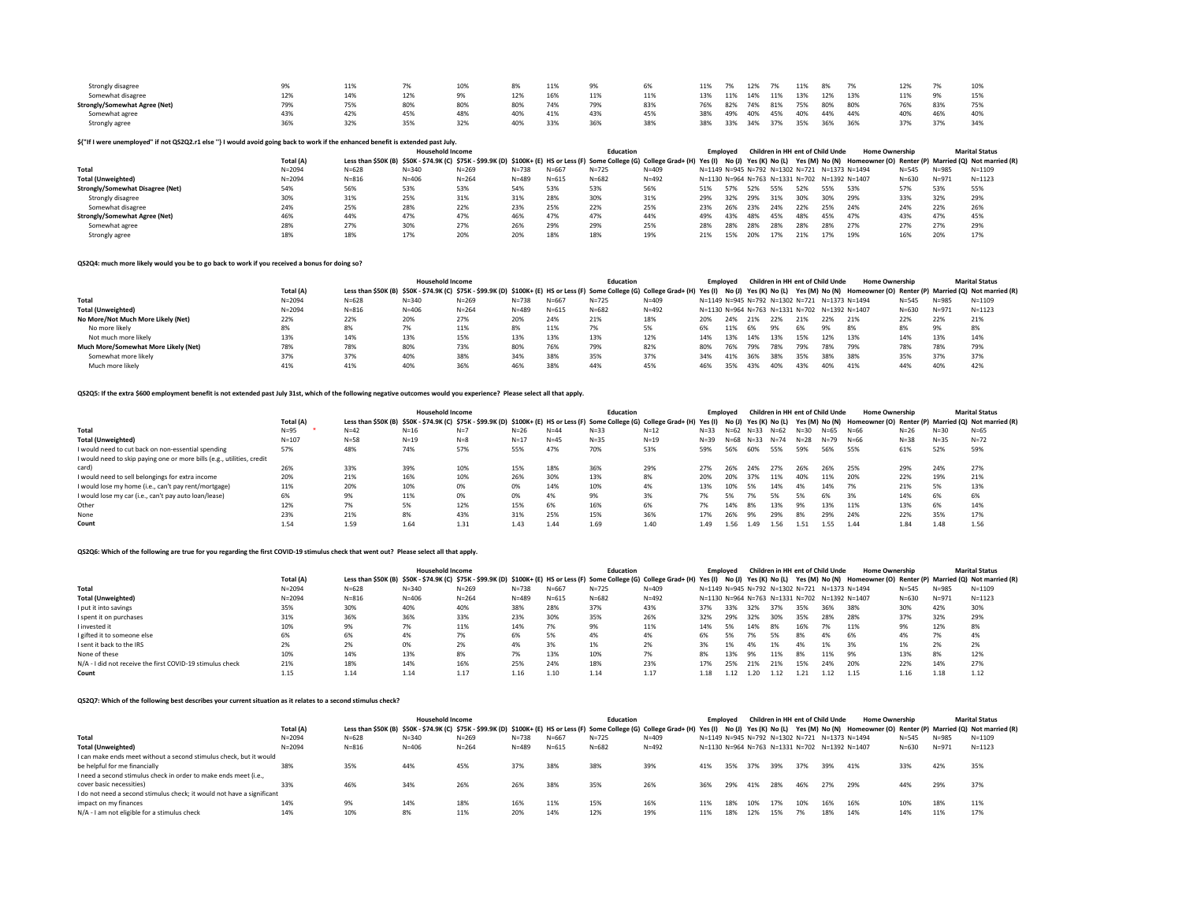| | Total (A) | Less than $50K (B) | $50K - $74.9K (C) | $75K - $99.9K (D) | $100K+ (E) | HS or Less (F) | Some College (G) | College Grad+ (H) | Yes (I) | No (J) | Yes (K) | No (L) | Yes (M) | No (N) | Homeowner (O) | Renter (P) | Married (Q) | Not married (R) |
|---|---|---|---|---|---|---|---|---|---|---|---|---|---|---|---|---|---|---|
| Strongly disagree | 9% | 11% | 7% | 10% | 8% | 11% | 9% | 6% | 11% | 7% | 12% | 7% | 11% | 8% | 7% | 12% | 7% | 10% |
| Somewhat disagree | 12% | 14% | 12% | 9% | 12% | 16% | 11% | 11% | 13% | 11% | 14% | 11% | 13% | 12% | 13% | 11% | 9% | 15% |
| **Strongly/Somewhat Agree (Net)** | 79% | 75% | 80% | 80% | 80% | 74% | 79% | 83% | 76% | 82% | 74% | 81% | 75% | 80% | 80% | 76% | 83% | 75% |
| Somewhat agree | 43% | 42% | 45% | 48% | 40% | 41% | 43% | 45% | 38% | 49% | 40% | 45% | 40% | 44% | 44% | 40% | 46% | 40% |
| Strongly agree | 36% | 32% | 35% | 32% | 40% | 33% | 36% | 38% | 38% | 33% | 34% | 37% | 35% | 36% | 36% | 37% | 37% | 34% |

**${"If I were unemployed" if not QS2Q2.r1 else ''} I would avoid going back to work if the enhanced benefit is extended past July.**

| | | Household Income | | | | Education | | | Employed | | Children in HH | | ent of Child Unde | | Home Ownership | | Marital Status | |
|---|---|---|---|---|---|---|---|---|---|---|---|---|---|---|---|---|---|---|
| | Total (A) | Less than $50K (B) | $50K - $74.9K (C) | $75K - $99.9K (D) | $100K+ (E) | HS or Less (F) | Some College (G) | College Grad+ (H) | Yes (I) | No (J) | Yes (K) | No (L) | Yes (M) | No (N) | Homeowner (O) | Renter (P) | Married (Q) | Not married (R) |
| **Total** | N=2094 | N=628 | N=340 | N=269 | N=738 | N=667 | N=725 | N=409 | N=1149 | N=945 | N=792 | N=1302 | N=721 | N=1373 | N=1494 | N=545 | N=985 | N=1109 |
| **Total (Unweighted)** | N=2094 | N=816 | N=406 | N=264 | N=489 | N=615 | N=682 | N=492 | N=1130 | N=964 | N=763 | N=1331 | N=702 | N=1392 | N=1407 | N=630 | N=971 | N=1123 |
| **Strongly/Somewhat Disagree (Net)** | 54% | 56% | 53% | 53% | 54% | 53% | 53% | 56% | 51% | 57% | 52% | 55% | 52% | 55% | 53% | 57% | 53% | 55% |
| Strongly disagree | 30% | 31% | 25% | 31% | 31% | 28% | 30% | 31% | 29% | 32% | 29% | 31% | 30% | 30% | 29% | 33% | 32% | 29% |
| Somewhat disagree | 24% | 25% | 28% | 22% | 23% | 25% | 22% | 25% | 23% | 26% | 23% | 24% | 22% | 25% | 24% | 24% | 22% | 26% |
| **Strongly/Somewhat Agree (Net)** | 46% | 44% | 47% | 47% | 46% | 47% | 47% | 44% | 49% | 43% | 48% | 45% | 48% | 45% | 47% | 43% | 47% | 45% |
| Somewhat agree | 28% | 27% | 30% | 27% | 26% | 29% | 29% | 25% | 28% | 28% | 28% | 28% | 28% | 28% | 27% | 27% | 27% | 29% |
| Strongly agree | 18% | 18% | 17% | 20% | 20% | 18% | 18% | 19% | 21% | 15% | 20% | 17% | 21% | 17% | 19% | 16% | 20% | 17% |

**QS2Q4: much more likely would you be to go back to work if you received a bonus for doing so?**

| | | Household Income | | | | Education | | | Employed | | Children in HH | | ent of Child Unde | | Home Ownership | | Marital Status | |
|---|---|---|---|---|---|---|---|---|---|---|---|---|---|---|---|---|---|---|
| | Total (A) | Less than $50K (B) | $50K - $74.9K (C) | $75K - $99.9K (D) | $100K+ (E) | HS or Less (F) | Some College (G) | College Grad+ (H) | Yes (I) | No (J) | Yes (K) | No (L) | Yes (M) | No (N) | Homeowner (O) | Renter (P) | Married (Q) | Not married (R) |
| **Total** | N=2094 | N=628 | N=340 | N=269 | N=738 | N=667 | N=725 | N=409 | N=1149 | N=945 | N=792 | N=1302 | N=721 | N=1373 | N=1494 | N=545 | N=985 | N=1109 |
| **Total (Unweighted)** | N=2094 | N=816 | N=406 | N=264 | N=489 | N=615 | N=682 | N=492 | N=1130 | N=964 | N=763 | N=1331 | N=702 | N=1392 | N=1407 | N=630 | N=971 | N=1123 |
| **No More/Not Much More Likely (Net)** | 22% | 22% | 20% | 27% | 20% | 24% | 21% | 18% | 20% | 24% | 21% | 22% | 21% | 22% | 21% | 22% | 22% | 21% |
| No more likely | 8% | 8% | 7% | 11% | 8% | 11% | 7% | 5% | 6% | 11% | 6% | 9% | 6% | 9% | 8% | 8% | 9% | 8% |
| Not much more likely | 13% | 14% | 13% | 15% | 13% | 13% | 13% | 12% | 14% | 13% | 14% | 13% | 15% | 12% | 13% | 14% | 13% | 14% |
| **Much More/Somewhat More Likely (Net)** | 78% | 78% | 80% | 73% | 80% | 76% | 79% | 82% | 80% | 76% | 79% | 78% | 79% | 78% | 79% | 78% | 78% | 79% |
| Somewhat more likely | 37% | 37% | 40% | 38% | 34% | 38% | 35% | 37% | 34% | 41% | 36% | 38% | 35% | 38% | 38% | 35% | 37% | 37% |
| Much more likely | 41% | 41% | 40% | 36% | 46% | 38% | 44% | 45% | 46% | 35% | 43% | 40% | 43% | 40% | 41% | 44% | 40% | 42% |

**QS2Q5: If the extra $600 employment benefit is not extended past July 31st, which of the following negative outcomes would you experience? Please select all that apply.**

| | | Household Income | | | | Education | | | Employed | | Children in HH | | ent of Child Unde | | Home Ownership | | Marital Status | |
|---|---|---|---|---|---|---|---|---|---|---|---|---|---|---|---|---|---|---|
| | Total (A) | Less than $50K (B) | $50K - $74.9K (C) | $75K - $99.9K (D) | $100K+ (E) | HS or Less (F) | Some College (G) | College Grad+ (H) | Yes (I) | No (J) | Yes (K) | No (L) | Yes (M) | No (N) | Homeowner (O) | Renter (P) | Married (Q) | Not married (R) |
| **Total** | N=95 * | N=42 | N=16 | N=7 | N=26 | N=44 | N=33 | N=12 | N=33 | N=62 | N=33 | N=62 | N=30 | N=65 | N=66 | N=26 | N=30 | N=65 |
| **Total (Unweighted)** | N=107 | N=58 | N=19 | N=8 | N=17 | N=45 | N=35 | N=19 | N=39 | N=68 | N=33 | N=74 | N=28 | N=79 | N=66 | N=38 | N=35 | N=72 |
| I would need to cut back on non-essential spending | 57% | 48% | 74% | 57% | 55% | 47% | 70% | 53% | 59% | 56% | 60% | 55% | 59% | 56% | 55% | 61% | 52% | 59% |
| I would need to skip paying one or more bills (e.g., utilities, credit card) | 26% | 33% | 39% | 10% | 15% | 18% | 36% | 29% | 27% | 26% | 24% | 27% | 26% | 26% | 25% | 29% | 24% | 27% |
| I would need to sell belongings for extra income | 20% | 21% | 16% | 10% | 26% | 30% | 13% | 8% | 20% | 20% | 37% | 11% | 40% | 11% | 20% | 22% | 19% | 21% |
| I would lose my home (i.e., can't pay rent/mortgage) | 11% | 20% | 10% | 0% | 0% | 14% | 10% | 4% | 13% | 10% | 5% | 14% | 4% | 14% | 7% | 21% | 5% | 13% |
| I would lose my car (i.e., can't pay auto loan/lease) | 6% | 9% | 11% | 0% | 0% | 4% | 9% | 3% | 7% | 5% | 7% | 5% | 5% | 6% | 3% | 14% | 6% | 6% |
| Other | 12% | 7% | 5% | 12% | 15% | 6% | 16% | 6% | 7% | 14% | 8% | 13% | 9% | 13% | 11% | 13% | 6% | 14% |
| None | 23% | 21% | 8% | 43% | 31% | 25% | 15% | 36% | 17% | 26% | 9% | 29% | 8% | 29% | 24% | 22% | 35% | 17% |
| **Count** | 1.54 | 1.59 | 1.64 | 1.31 | 1.43 | 1.44 | 1.69 | 1.40 | 1.49 | 1.56 | 1.49 | 1.56 | 1.51 | 1.55 | 1.44 | 1.84 | 1.48 | 1.56 |

**QS2Q6: Which of the following are true for you regarding the first COVID-19 stimulus check that went out? Please select all that apply.**

| | | Household Income | | | | Education | | | Employed | | Children in HH | | ent of Child Unde | | Home Ownership | | Marital Status | |
|---|---|---|---|---|---|---|---|---|---|---|---|---|---|---|---|---|---|---|
| | Total (A) | Less than $50K (B) | $50K - $74.9K (C) | $75K - $99.9K (D) | $100K+ (E) | HS or Less (F) | Some College (G) | College Grad+ (H) | Yes (I) | No (J) | Yes (K) | No (L) | Yes (M) | No (N) | Homeowner (O) | Renter (P) | Married (Q) | Not married (R) |
| **Total** | N=2094 | N=628 | N=340 | N=269 | N=738 | N=667 | N=725 | N=409 | N=1149 | N=945 | N=792 | N=1302 | N=721 | N=1373 | N=1494 | N=545 | N=985 | N=1109 |
| **Total (Unweighted)** | N=2094 | N=816 | N=406 | N=264 | N=489 | N=615 | N=682 | N=492 | N=1130 | N=964 | N=763 | N=1331 | N=702 | N=1392 | N=1407 | N=630 | N=971 | N=1123 |
| I put it into savings | 35% | 30% | 40% | 40% | 38% | 28% | 37% | 43% | 37% | 33% | 32% | 37% | 35% | 36% | 38% | 30% | 42% | 30% |
| I spent it on purchases | 31% | 36% | 36% | 33% | 23% | 30% | 35% | 26% | 32% | 29% | 32% | 30% | 35% | 28% | 28% | 37% | 32% | 29% |
| I invested it | 10% | 9% | 7% | 11% | 14% | 7% | 9% | 11% | 14% | 5% | 14% | 8% | 16% | 7% | 11% | 9% | 12% | 8% |
| I gifted it to someone else | 6% | 6% | 4% | 7% | 6% | 5% | 4% | 4% | 6% | 5% | 7% | 5% | 8% | 4% | 6% | 4% | 7% | 4% |
| I sent it back to the IRS | 2% | 2% | 0% | 2% | 4% | 3% | 1% | 2% | 3% | 1% | 4% | 1% | 4% | 1% | 3% | 1% | 2% | 2% |
| None of these | 10% | 14% | 13% | 8% | 7% | 13% | 10% | 7% | 8% | 13% | 9% | 11% | 8% | 11% | 9% | 13% | 8% | 12% |
| N/A - I did not receive the first COVID-19 stimulus check | 21% | 18% | 14% | 16% | 25% | 24% | 18% | 23% | 17% | 25% | 21% | 21% | 15% | 24% | 20% | 22% | 14% | 27% |
| **Count** | 1.15 | 1.14 | 1.14 | 1.17 | 1.16 | 1.10 | 1.14 | 1.17 | 1.18 | 1.12 | 1.20 | 1.12 | 1.21 | 1.12 | 1.15 | 1.16 | 1.18 | 1.12 |

**QS2Q7: Which of the following best describes your current situation as it relates to a second stimulus check?**

| | | Household Income | | | | Education | | | Employed | | Children in HH | | ent of Child Unde | | Home Ownership | | Marital Status | |
|---|---|---|---|---|---|---|---|---|---|---|---|---|---|---|---|---|---|---|
| | Total (A) | Less than $50K (B) | $50K - $74.9K (C) | $75K - $99.9K (D) | $100K+ (E) | HS or Less (F) | Some College (G) | College Grad+ (H) | Yes (I) | No (J) | Yes (K) | No (L) | Yes (M) | No (N) | Homeowner (O) | Renter (P) | Married (Q) | Not married (R) |
| **Total** | N=2094 | N=628 | N=340 | N=269 | N=738 | N=667 | N=725 | N=409 | N=1149 | N=945 | N=792 | N=1302 | N=721 | N=1373 | N=1494 | N=545 | N=985 | N=1109 |
| **Total (Unweighted)** | N=2094 | N=816 | N=406 | N=264 | N=489 | N=615 | N=682 | N=492 | N=1130 | N=964 | N=763 | N=1331 | N=702 | N=1392 | N=1407 | N=630 | N=971 | N=1123 |
| I can make ends meet without a second stimulus check, but it would be helpful for me financially | 38% | 35% | 44% | 45% | 37% | 38% | 38% | 39% | 41% | 35% | 37% | 39% | 37% | 39% | 41% | 33% | 42% | 35% |
| I need a second stimulus check in order to make ends meet (i.e., cover basic necessities) | 33% | 46% | 34% | 26% | 26% | 38% | 35% | 26% | 36% | 29% | 41% | 28% | 46% | 27% | 29% | 44% | 29% | 37% |
| I do not need a second stimulus check; it would not have a significant impact on my finances | 14% | 9% | 14% | 18% | 16% | 11% | 15% | 16% | 11% | 18% | 10% | 17% | 10% | 16% | 16% | 10% | 18% | 11% |
| N/A - I am not eligible for a stimulus check | 14% | 10% | 8% | 11% | 20% | 14% | 12% | 19% | 11% | 18% | 12% | 15% | 7% | 18% | 14% | 14% | 11% | 17% |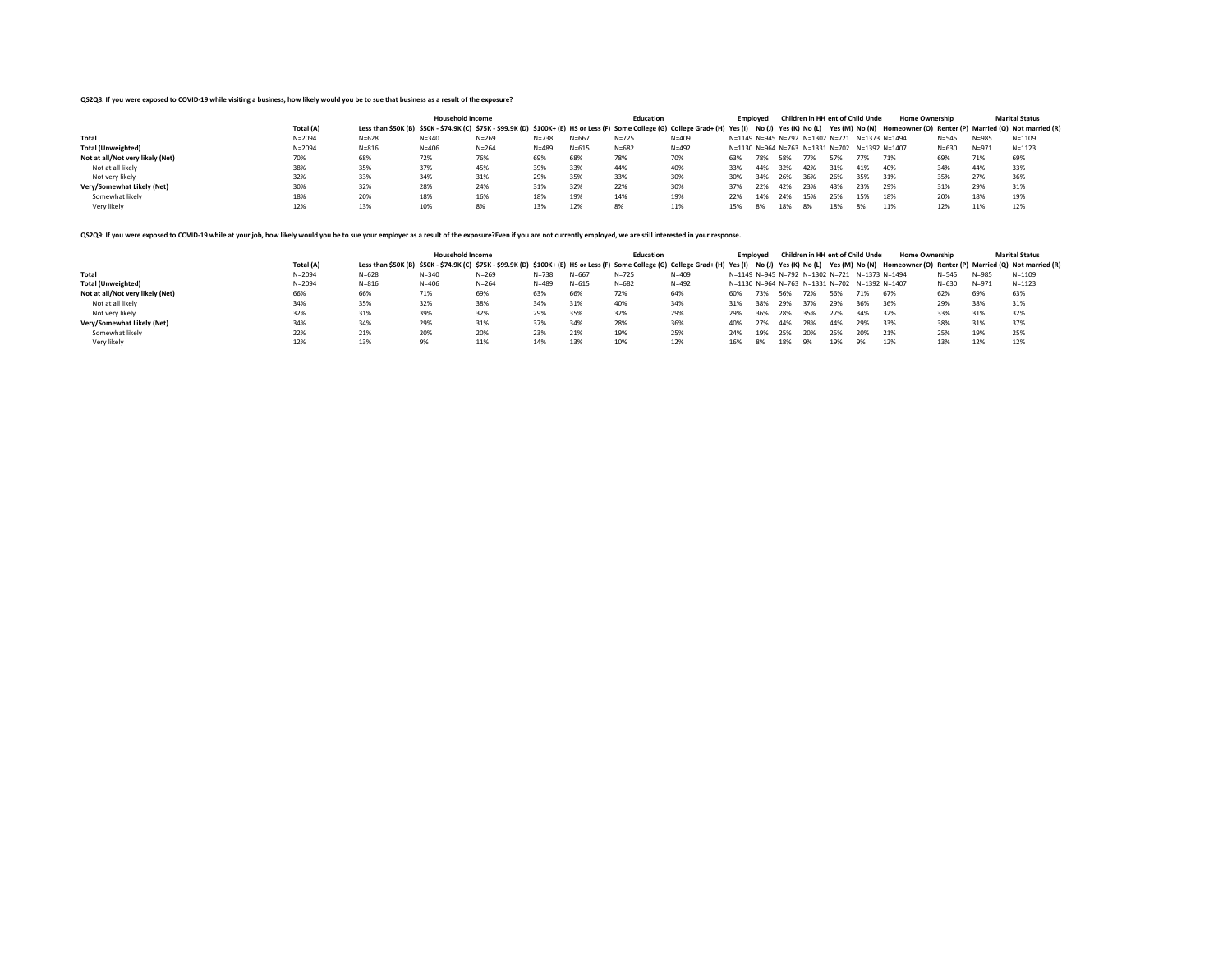**QS2Q8: If you were exposed to COVID-19 while visiting a business, how likely would you be to sue that business as a result of the exposure?**

| | Total (A) | Household Income | | | | Education | | | Employed | | Children in HH | | ent of Child Unde | | Home Ownership | | Marital Status | |
|---|---|---|---|---|---|---|---|---|---|---|---|---|---|---|---|---|---|---|
| | | Less than $50K (B) | $50K - $74.9K (C) | $75K - $99.9K (D) | $100K+ (E) | HS or Less (F) | Some College (G) | College Grad+ (H) | Yes (I) | No (J) | Yes (K) | No (L) | Yes (M) | No (N) | Homeowner (O) | Renter (P) | Married (Q) | Not married (R) |
| **Total** | N=2094 | N=628 | N=340 | N=269 | N=738 | N=667 | N=725 | N=409 | N=1149 | N=945 | N=792 | N=1302 | N=721 | N=1373 | N=1494 | N=545 | N=985 | N=1109 |
| **Total (Unweighted)** | N=2094 | N=816 | N=406 | N=264 | N=489 | N=615 | N=682 | N=492 | N=1130 | N=964 | N=763 | N=1331 | N=702 | N=1392 | N=1407 | N=630 | N=971 | N=1123 |
| **Not at all/Not very likely (Net)** | 70% | 68% | 72% | 76% | 69% | 68% | 78% | 70% | 63% | 78% | 58% | 77% | 57% | 77% | 71% | 69% | 71% | 69% |
| Not at all likely | 38% | 35% | 37% | 45% | 39% | 33% | 44% | 40% | 33% | 44% | 32% | 42% | 31% | 41% | 40% | 34% | 44% | 33% |
| Not very likely | 32% | 33% | 34% | 31% | 29% | 35% | 33% | 30% | 30% | 34% | 26% | 36% | 26% | 35% | 31% | 35% | 27% | 36% |
| **Very/Somewhat Likely (Net)** | 30% | 32% | 28% | 24% | 31% | 32% | 22% | 30% | 37% | 22% | 42% | 23% | 43% | 23% | 29% | 31% | 29% | 31% |
| Somewhat likely | 18% | 20% | 18% | 16% | 18% | 19% | 14% | 19% | 22% | 14% | 24% | 15% | 25% | 15% | 18% | 20% | 18% | 19% |
| Very likely | 12% | 13% | 10% | 8% | 13% | 12% | 8% | 11% | 15% | 8% | 18% | 8% | 18% | 8% | 11% | 12% | 11% | 12% |

**QS2Q9: If you were exposed to COVID-19 while at your job, how likely would you be to sue your employer as a result of the exposure?Even if you are not currently employed, we are still interested in your response.**

| | Total (A) | Household Income | | | | Education | | | Employed | | Children in HH | | ent of Child Unde | | Home Ownership | | Marital Status | |
|---|---|---|---|---|---|---|---|---|---|---|---|---|---|---|---|---|---|---|
| | | Less than $50K (B) | $50K - $74.9K (C) | $75K - $99.9K (D) | $100K+ (E) | HS or Less (F) | Some College (G) | College Grad+ (H) | Yes (I) | No (J) | Yes (K) | No (L) | Yes (M) | No (N) | Homeowner (O) | Renter (P) | Married (Q) | Not married (R) |
| **Total** | N=2094 | N=628 | N=340 | N=269 | N=738 | N=667 | N=725 | N=409 | N=1149 | N=945 | N=792 | N=1302 | N=721 | N=1373 | N=1494 | N=545 | N=985 | N=1109 |
| **Total (Unweighted)** | N=2094 | N=816 | N=406 | N=264 | N=489 | N=615 | N=682 | N=492 | N=1130 | N=964 | N=763 | N=1331 | N=702 | N=1392 | N=1407 | N=630 | N=971 | N=1123 |
| **Not at all/Not very likely (Net)** | 66% | 66% | 71% | 69% | 63% | 66% | 72% | 64% | 60% | 73% | 56% | 72% | 56% | 71% | 67% | 62% | 69% | 63% |
| Not at all likely | 34% | 35% | 32% | 38% | 34% | 31% | 40% | 34% | 31% | 38% | 29% | 37% | 29% | 36% | 36% | 29% | 38% | 31% |
| Not very likely | 32% | 31% | 39% | 32% | 29% | 35% | 32% | 29% | 29% | 36% | 28% | 35% | 27% | 34% | 32% | 33% | 31% | 32% |
| **Very/Somewhat Likely (Net)** | 34% | 34% | 29% | 31% | 37% | 34% | 28% | 36% | 40% | 27% | 44% | 28% | 44% | 29% | 33% | 38% | 31% | 37% |
| Somewhat likely | 22% | 21% | 20% | 20% | 23% | 21% | 19% | 25% | 24% | 19% | 25% | 20% | 25% | 20% | 21% | 25% | 19% | 25% |
| Very likely | 12% | 13% | 9% | 11% | 14% | 13% | 10% | 12% | 16% | 8% | 18% | 9% | 19% | 9% | 12% | 13% | 12% | 12% |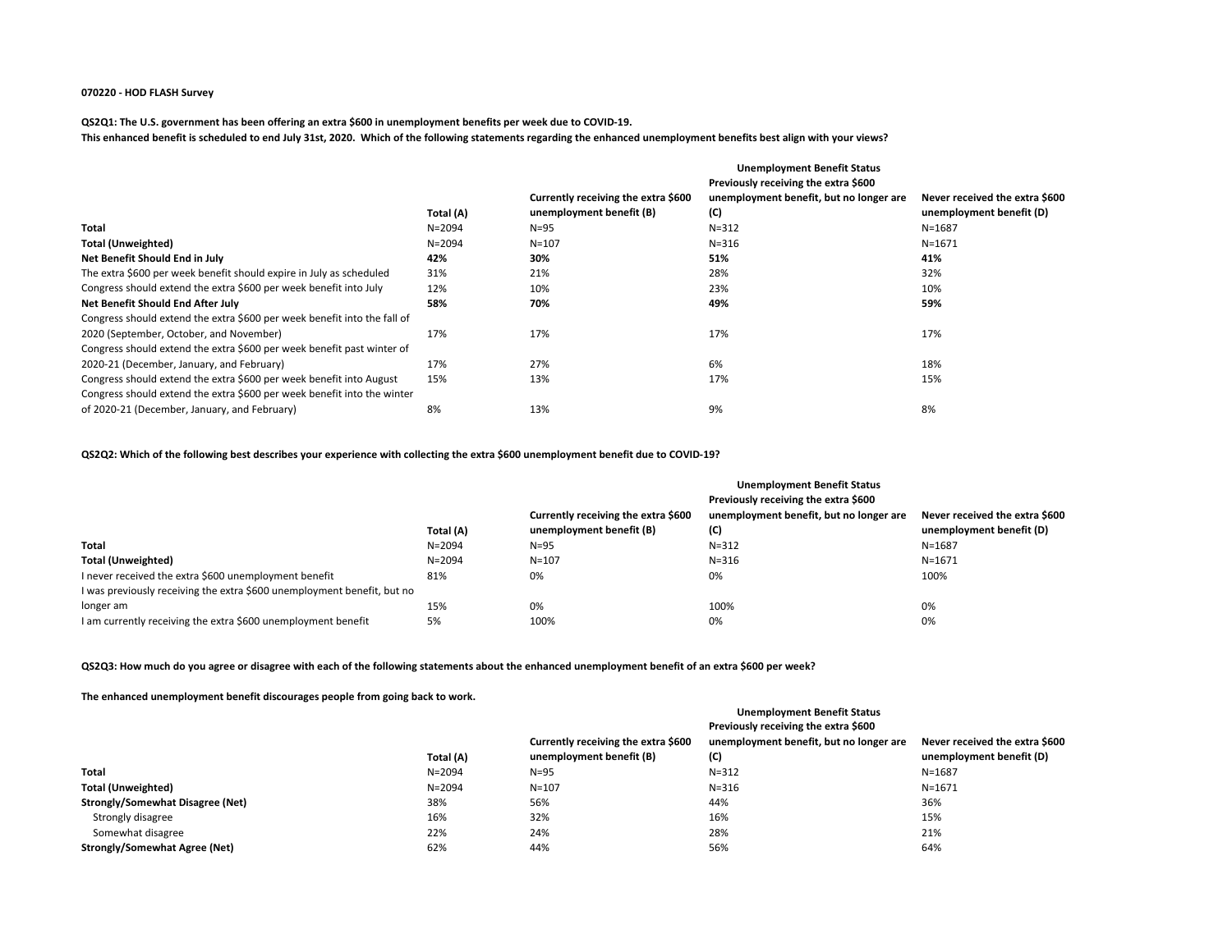**070220 - HOD FLASH Survey**

**QS2Q1: The U.S. government has been offering an extra $600 in unemployment benefits per week due to COVID-19.**
**This enhanced benefit is scheduled to end July 31st, 2020. Which of the following statements regarding the enhanced unemployment benefits best align with your views?**

| | | | **Unemployment Benefit Status** | |
|---|---|---|---|---|
| | **Total (A)** | **Currently receiving the extra $600 unemployment benefit (B)** | **Previously receiving the extra $600 unemployment benefit, but no longer are (C)** | **Never received the extra $600 unemployment benefit (D)** |
| **Total** | N=2094 | N=95 | N=312 | N=1687 |
| **Total (Unweighted)** | N=2094 | N=107 | N=316 | N=1671 |
| **Net Benefit Should End in July** | **42%** | **30%** | **51%** | **41%** |
| The extra $600 per week benefit should expire in July as scheduled | 31% | 21% | 28% | 32% |
| Congress should extend the extra $600 per week benefit into July | 12% | 10% | 23% | 10% |
| **Net Benefit Should End After July** | **58%** | **70%** | **49%** | **59%** |
| Congress should extend the extra $600 per week benefit into the fall of 2020 (September, October, and November) | 17% | 17% | 17% | 17% |
| Congress should extend the extra $600 per week benefit past winter of 2020-21 (December, January, and February) | 17% | 27% | 6% | 18% |
| Congress should extend the extra $600 per week benefit into August | 15% | 13% | 17% | 15% |
| Congress should extend the extra $600 per week benefit into the winter of 2020-21 (December, January, and February) | 8% | 13% | 9% | 8% |

**QS2Q2: Which of the following best describes your experience with collecting the extra $600 unemployment benefit due to COVID-19?**

| | | | **Unemployment Benefit Status** | |
|---|---|---|---|---|
| | **Total (A)** | **Currently receiving the extra $600 unemployment benefit (B)** | **Previously receiving the extra $600 unemployment benefit, but no longer are (C)** | **Never received the extra $600 unemployment benefit (D)** |
| **Total** | N=2094 | N=95 | N=312 | N=1687 |
| **Total (Unweighted)** | N=2094 | N=107 | N=316 | N=1671 |
| I never received the extra $600 unemployment benefit | 81% | 0% | 0% | 100% |
| I was previously receiving the extra $600 unemployment benefit, but no longer am | 15% | 0% | 100% | 0% |
| I am currently receiving the extra $600 unemployment benefit | 5% | 100% | 0% | 0% |

**QS2Q3: How much do you agree or disagree with each of the following statements about the enhanced unemployment benefit of an extra $600 per week?**

**The enhanced unemployment benefit discourages people from going back to work.**

| | | | **Unemployment Benefit Status** | |
|---|---|---|---|---|
| | **Total (A)** | **Currently receiving the extra $600 unemployment benefit (B)** | **Previously receiving the extra $600 unemployment benefit, but no longer are (C)** | **Never received the extra $600 unemployment benefit (D)** |
| **Total** | N=2094 | N=95 | N=312 | N=1687 |
| **Total (Unweighted)** | N=2094 | N=107 | N=316 | N=1671 |
| **Strongly/Somewhat Disagree (Net)** | 38% | 56% | 44% | 36% |
| Strongly disagree | 16% | 32% | 16% | 15% |
| Somewhat disagree | 22% | 24% | 28% | 21% |
| **Strongly/Somewhat Agree (Net)** | 62% | 44% | 56% | 64% |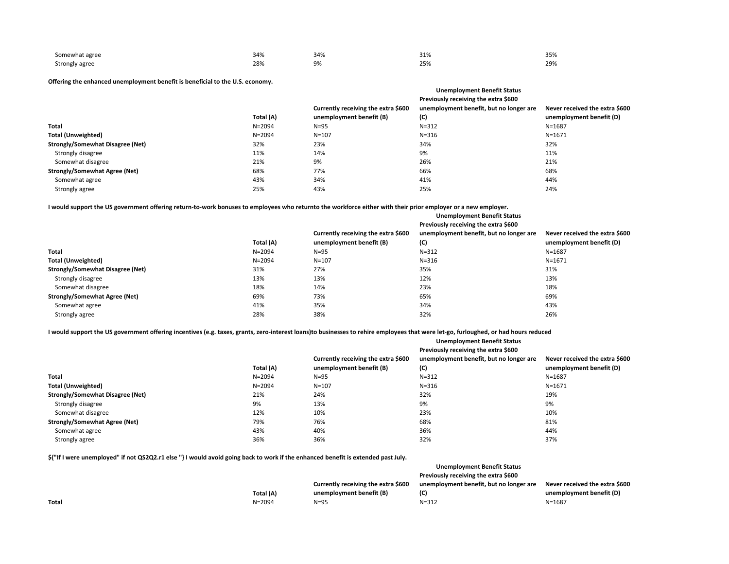|  |  |  |  |  |
|---|---|---|---|---|
| Somewhat agree | 34% | 34% | 31% | 35% |
| Strongly agree | 28% | 9% | 25% | 29% |

**Offering the enhanced unemployment benefit is beneficial to the U.S. economy.**

|  |  | Unemployment Benefit Status | | |
|---|---|---|---|---|
|  | Total (A) | Currently receiving the extra $600 unemployment benefit (B) | Previously receiving the extra $600 unemployment benefit, but no longer are (C) | Never received the extra $600 unemployment benefit (D) |
| **Total** | N=2094 | N=95 | N=312 | N=1687 |
| **Total (Unweighted)** | N=2094 | N=107 | N=316 | N=1671 |
| **Strongly/Somewhat Disagree (Net)** | 32% | 23% | 34% | 32% |
| Strongly disagree | 11% | 14% | 9% | 11% |
| Somewhat disagree | 21% | 9% | 26% | 21% |
| **Strongly/Somewhat Agree (Net)** | 68% | 77% | 66% | 68% |
| Somewhat agree | 43% | 34% | 41% | 44% |
| Strongly agree | 25% | 43% | 25% | 24% |

**I would support the US government offering return-to-work bonuses to employees who returnto the workforce either with their prior employer or a new employer.**

|  |  | Unemployment Benefit Status | | |
|---|---|---|---|---|
|  | Total (A) | Currently receiving the extra $600 unemployment benefit (B) | Previously receiving the extra $600 unemployment benefit, but no longer are (C) | Never received the extra $600 unemployment benefit (D) |
| **Total** | N=2094 | N=95 | N=312 | N=1687 |
| **Total (Unweighted)** | N=2094 | N=107 | N=316 | N=1671 |
| **Strongly/Somewhat Disagree (Net)** | 31% | 27% | 35% | 31% |
| Strongly disagree | 13% | 13% | 12% | 13% |
| Somewhat disagree | 18% | 14% | 23% | 18% |
| **Strongly/Somewhat Agree (Net)** | 69% | 73% | 65% | 69% |
| Somewhat agree | 41% | 35% | 34% | 43% |
| Strongly agree | 28% | 38% | 32% | 26% |

**I would support the US government offering incentives (e.g. taxes, grants, zero-interest loans)to businesses to rehire employees that were let-go, furloughed, or had hours reduced**

|  |  | Unemployment Benefit Status | | |
|---|---|---|---|---|
|  | Total (A) | Currently receiving the extra $600 unemployment benefit (B) | Previously receiving the extra $600 unemployment benefit, but no longer are (C) | Never received the extra $600 unemployment benefit (D) |
| **Total** | N=2094 | N=95 | N=312 | N=1687 |
| **Total (Unweighted)** | N=2094 | N=107 | N=316 | N=1671 |
| **Strongly/Somewhat Disagree (Net)** | 21% | 24% | 32% | 19% |
| Strongly disagree | 9% | 13% | 9% | 9% |
| Somewhat disagree | 12% | 10% | 23% | 10% |
| **Strongly/Somewhat Agree (Net)** | 79% | 76% | 68% | 81% |
| Somewhat agree | 43% | 40% | 36% | 44% |
| Strongly agree | 36% | 36% | 32% | 37% |

**${"If I were unemployed" if not QS2Q2.r1 else ''} I would avoid going back to work if the enhanced benefit is extended past July.**

|  |  | Unemployment Benefit Status | | |
|---|---|---|---|---|
|  | Total (A) | Currently receiving the extra $600 unemployment benefit (B) | Previously receiving the extra $600 unemployment benefit, but no longer are (C) | Never received the extra $600 unemployment benefit (D) |
| **Total** | N=2094 | N=95 | N=312 | N=1687 |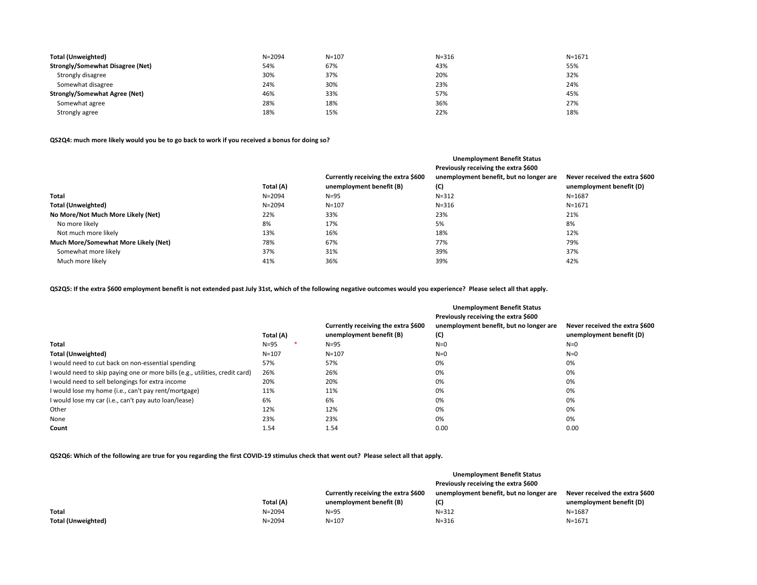| | | | | |
|---|---|---|---|---|
| **Total (Unweighted)** | N=2094 | N=107 | N=316 | N=1671 |
| **Strongly/Somewhat Disagree (Net)** | 54% | 67% | 43% | 55% |
| Strongly disagree | 30% | 37% | 20% | 32% |
| Somewhat disagree | 24% | 30% | 23% | 24% |
| **Strongly/Somewhat Agree (Net)** | 46% | 33% | 57% | 45% |
| Somewhat agree | 28% | 18% | 36% | 27% |
| Strongly agree | 18% | 15% | 22% | 18% |

**QS2Q4: much more likely would you be to go back to work if you received a bonus for doing so?**

| | | | **Unemployment Benefit Status** | |
|---|---|---|---|---|
| | **Total (A)** | **Currently receiving the extra $600 unemployment benefit (B)** | **Previously receiving the extra $600 unemployment benefit, but no longer are (C)** | **Never received the extra $600 unemployment benefit (D)** |
| **Total** | N=2094 | N=95 | N=312 | N=1687 |
| **Total (Unweighted)** | N=2094 | N=107 | N=316 | N=1671 |
| **No More/Not Much More Likely (Net)** | 22% | 33% | 23% | 21% |
| No more likely | 8% | 17% | 5% | 8% |
| Not much more likely | 13% | 16% | 18% | 12% |
| **Much More/Somewhat More Likely (Net)** | 78% | 67% | 77% | 79% |
| Somewhat more likely | 37% | 31% | 39% | 37% |
| Much more likely | 41% | 36% | 39% | 42% |

**QS2Q5: If the extra $600 employment benefit is not extended past July 31st, which of the following negative outcomes would you experience? Please select all that apply.**

| | | | **Unemployment Benefit Status** | |
|---|---|---|---|---|
| | **Total (A)** | **Currently receiving the extra $600 unemployment benefit (B)** | **Previously receiving the extra $600 unemployment benefit, but no longer are (C)** | **Never received the extra $600 unemployment benefit (D)** |
| **Total** | N=95 * | N=95 | N=0 | N=0 |
| **Total (Unweighted)** | N=107 | N=107 | N=0 | N=0 |
| I would need to cut back on non-essential spending | 57% | 57% | 0% | 0% |
| I would need to skip paying one or more bills (e.g., utilities, credit card) | 26% | 26% | 0% | 0% |
| I would need to sell belongings for extra income | 20% | 20% | 0% | 0% |
| I would lose my home (i.e., can't pay rent/mortgage) | 11% | 11% | 0% | 0% |
| I would lose my car (i.e., can't pay auto loan/lease) | 6% | 6% | 0% | 0% |
| Other | 12% | 12% | 0% | 0% |
| None | 23% | 23% | 0% | 0% |
| **Count** | 1.54 | 1.54 | 0.00 | 0.00 |

**QS2Q6: Which of the following are true for you regarding the first COVID-19 stimulus check that went out? Please select all that apply.**

| | | | **Unemployment Benefit Status** | |
|---|---|---|---|---|
| | **Total (A)** | **Currently receiving the extra $600 unemployment benefit (B)** | **Previously receiving the extra $600 unemployment benefit, but no longer are (C)** | **Never received the extra $600 unemployment benefit (D)** |
| **Total** | N=2094 | N=95 | N=312 | N=1687 |
| **Total (Unweighted)** | N=2094 | N=107 | N=316 | N=1671 |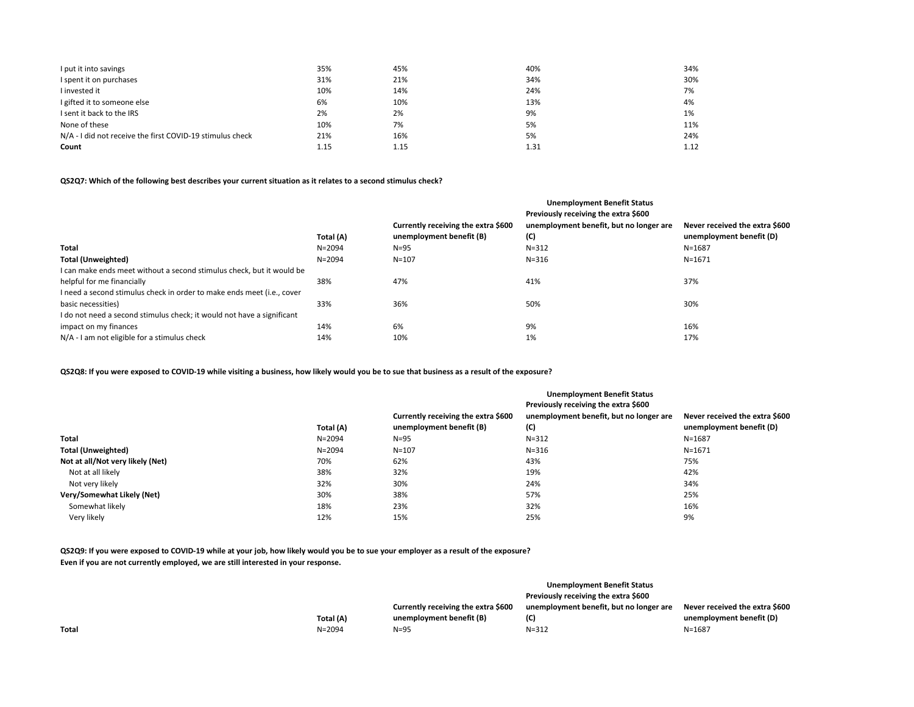| | | | | |
|---|---|---|---|---|
| I put it into savings | 35% | 45% | 40% | 34% |
| I spent it on purchases | 31% | 21% | 34% | 30% |
| I invested it | 10% | 14% | 24% | 7% |
| I gifted it to someone else | 6% | 10% | 13% | 4% |
| I sent it back to the IRS | 2% | 2% | 9% | 1% |
| None of these | 10% | 7% | 5% | 11% |
| N/A - I did not receive the first COVID-19 stimulus check | 21% | 16% | 5% | 24% |
| **Count** | 1.15 | 1.15 | 1.31 | 1.12 |

**QS2Q7: Which of the following best describes your current situation as it relates to a second stimulus check?**

| | | | **Unemployment Benefit Status** | |
|---|---|---|---|---|
| | **Total (A)** | **Currently receiving the extra $600 unemployment benefit (B)** | **Previously receiving the extra $600 unemployment benefit, but no longer are (C)** | **Never received the extra $600 unemployment benefit (D)** |
| **Total** | N=2094 | N=95 | N=312 | N=1687 |
| **Total (Unweighted)** | N=2094 | N=107 | N=316 | N=1671 |
| I can make ends meet without a second stimulus check, but it would be helpful for me financially | 38% | 47% | 41% | 37% |
| I need a second stimulus check in order to make ends meet (i.e., cover basic necessities) | 33% | 36% | 50% | 30% |
| I do not need a second stimulus check; it would not have a significant impact on my finances | 14% | 6% | 9% | 16% |
| N/A - I am not eligible for a stimulus check | 14% | 10% | 1% | 17% |

**QS2Q8: If you were exposed to COVID-19 while visiting a business, how likely would you be to sue that business as a result of the exposure?**

| | | | **Unemployment Benefit Status** | |
|---|---|---|---|---|
| | **Total (A)** | **Currently receiving the extra $600 unemployment benefit (B)** | **Previously receiving the extra $600 unemployment benefit, but no longer are (C)** | **Never received the extra $600 unemployment benefit (D)** |
| **Total** | N=2094 | N=95 | N=312 | N=1687 |
| **Total (Unweighted)** | N=2094 | N=107 | N=316 | N=1671 |
| **Not at all/Not very likely (Net)** | 70% | 62% | 43% | 75% |
| Not at all likely | 38% | 32% | 19% | 42% |
| Not very likely | 32% | 30% | 24% | 34% |
| **Very/Somewhat Likely (Net)** | 30% | 38% | 57% | 25% |
| Somewhat likely | 18% | 23% | 32% | 16% |
| Very likely | 12% | 15% | 25% | 9% |

**QS2Q9: If you were exposed to COVID-19 while at your job, how likely would you be to sue your employer as a result of the exposure?**
**Even if you are not currently employed, we are still interested in your response.**

| | | | **Unemployment Benefit Status** | |
|---|---|---|---|---|
| | **Total (A)** | **Currently receiving the extra $600 unemployment benefit (B)** | **Previously receiving the extra $600 unemployment benefit, but no longer are (C)** | **Never received the extra $600 unemployment benefit (D)** |
| **Total** | N=2094 | N=95 | N=312 | N=1687 |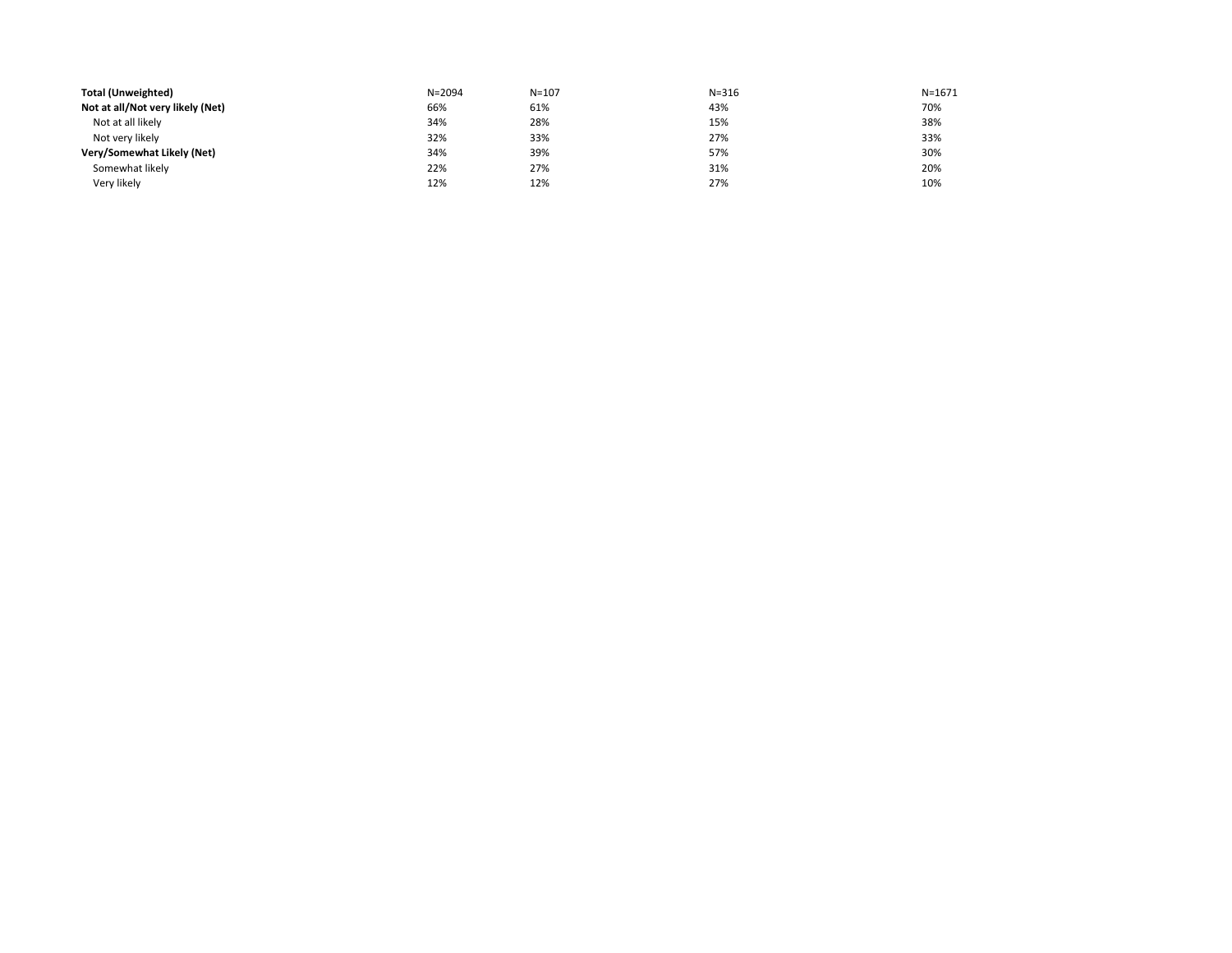| | | | | |
|---|---|---|---|---|
| **Total (Unweighted)** | N=2094 | N=107 | N=316 | N=1671 |
| **Not at all/Not very likely (Net)** | 66% | 61% | 43% | 70% |
| Not at all likely | 34% | 28% | 15% | 38% |
| Not very likely | 32% | 33% | 27% | 33% |
| **Very/Somewhat Likely (Net)** | 34% | 39% | 57% | 30% |
| Somewhat likely | 22% | 27% | 31% | 20% |
| Very likely | 12% | 12% | 27% | 10% |